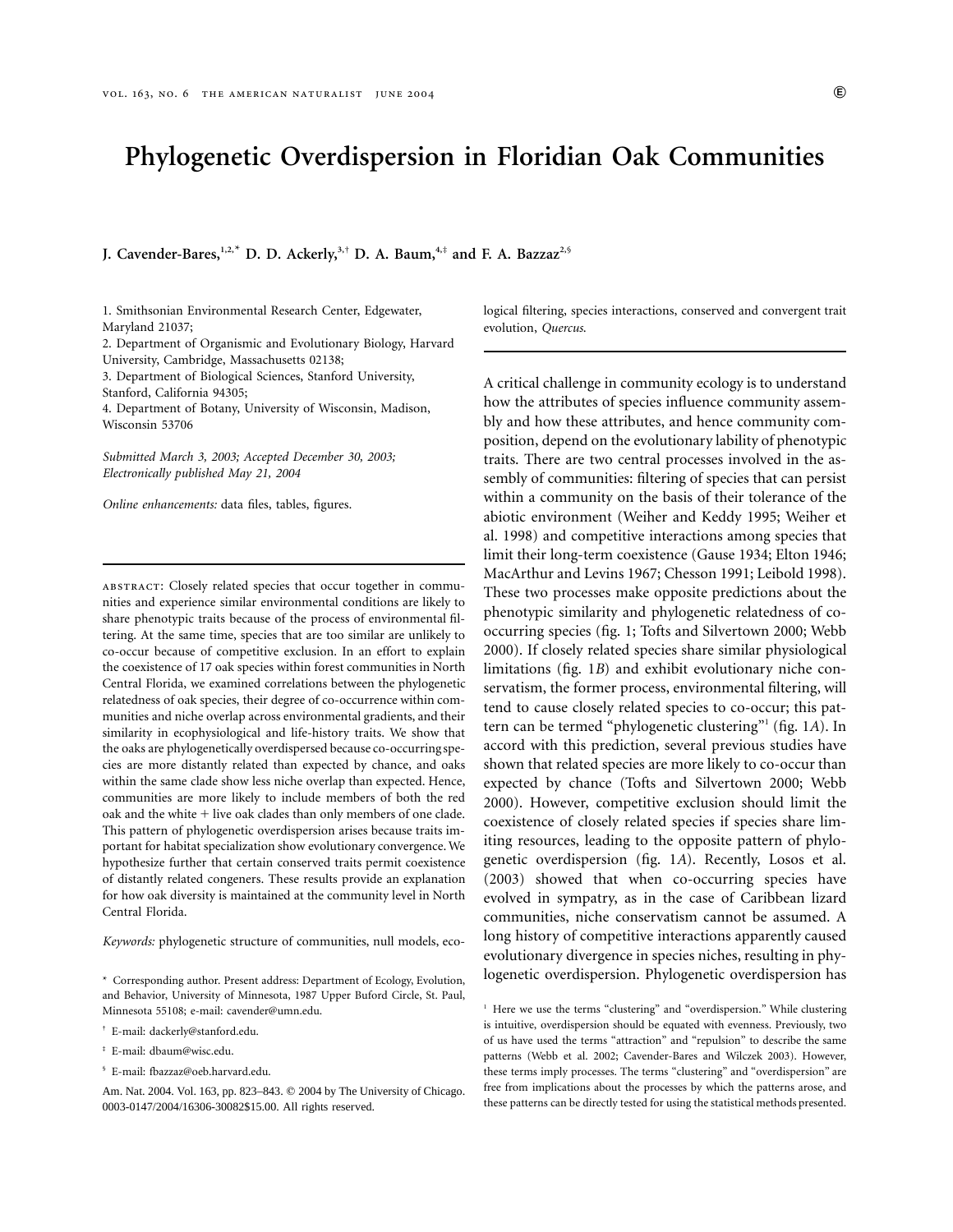# Phylogenetic Overdispersion in Floridian Oak Communities

**J. Cavender-Bares,[1,2,*] D. D. Ackerly,[3,†] D. A. Baum,[4,‡] and F. A. Bazzaz[2,§]**

1. Smithsonian Environmental Research Center, Edgewater, Maryland 21037;
2. Department of Organismic and Evolutionary Biology, Harvard University, Cambridge, Massachusetts 02138;
3. Department of Biological Sciences, Stanford University, Stanford, California 94305;
4. Department of Botany, University of Wisconsin, Madison, Wisconsin 53706

*Submitted March 3, 2003; Accepted December 30, 2003; Electronically published May 21, 2004*

*Online enhancements:* data files, tables, figures.

abstract: Closely related species that occur together in communities and experience similar environmental conditions are likely to share phenotypic traits because of the process of environmental filtering. At the same time, species that are too similar are unlikely to co-occur because of competitive exclusion. In an effort to explain the coexistence of 17 oak species within forest communities in North Central Florida, we examined correlations between the phylogenetic relatedness of oak species, their degree of co-occurrence within communities and niche overlap across environmental gradients, and their similarity in ecophysiological and life-history traits. We show that the oaks are phylogenetically overdispersed because co-occurring species are more distantly related than expected by chance, and oaks within the same clade show less niche overlap than expected. Hence, communities are more likely to include members of both the red oak and the white + live oak clades than only members of one clade. This pattern of phylogenetic overdispersion arises because traits important for habitat specialization show evolutionary convergence. We hypothesize further that certain conserved traits permit coexistence of distantly related congeners. These results provide an explanation for how oak diversity is maintained at the community level in North Central Florida.

*Keywords:* phylogenetic structure of communities, null models, ecological filtering, species interactions, conserved and convergent trait evolution, *Quercus*.

A critical challenge in community ecology is to understand how the attributes of species influence community assembly and how these attributes, and hence community composition, depend on the evolutionary lability of phenotypic traits. There are two central processes involved in the assembly of communities: filtering of species that can persist within a community on the basis of their tolerance of the abiotic environment (Weiher and Keddy 1995; Weiher et al. 1998) and competitive interactions among species that limit their long-term coexistence (Gause 1934; Elton 1946; MacArthur and Levins 1967; Chesson 1991; Leibold 1998). These two processes make opposite predictions about the phenotypic similarity and phylogenetic relatedness of co-occurring species (fig. 1; Tofts and Silvertown 2000; Webb 2000). If closely related species share similar physiological limitations (fig. 1*B*) and exhibit evolutionary niche conservatism, the former process, environmental filtering, will tend to cause closely related species to co-occur; this pattern can be termed "phylogenetic clustering"[1] (fig. 1*A*). In accord with this prediction, several previous studies have shown that related species are more likely to co-occur than expected by chance (Tofts and Silvertown 2000; Webb 2000). However, competitive exclusion should limit the coexistence of closely related species if species share limiting resources, leading to the opposite pattern of phylogenetic overdispersion (fig. 1*A*). Recently, Losos et al. (2003) showed that when co-occurring species have evolved in sympatry, as in the case of Caribbean lizard communities, niche conservatism cannot be assumed. A long history of competitive interactions apparently caused evolutionary divergence in species niches, resulting in phylogenetic overdispersion. Phylogenetic overdispersion has

[1] Here we use the terms "clustering" and "overdispersion." While clustering is intuitive, overdispersion should be equated with evenness. Previously, two of us have used the terms "attraction" and "repulsion" to describe the same patterns (Webb et al. 2002; Cavender-Bares and Wilczek 2003). However, these terms imply processes. The terms "clustering" and "overdispersion" are free from implications about the processes by which the patterns arose, and these patterns can be directly tested for using the statistical methods presented.

\* Corresponding author. Present address: Department of Ecology, Evolution, and Behavior, University of Minnesota, 1987 Upper Buford Circle, St. Paul, Minnesota 55108; e-mail: cavender@umn.edu.

† E-mail: dackerly@stanford.edu.

‡ E-mail: dbaum@wisc.edu.

§ E-mail: fbazzaz@oeb.harvard.edu.

Am. Nat. 2004. Vol. 163, pp. 823–843. © 2004 by The University of Chicago. 0003-0147/2004/16306-30082$15.00. All rights reserved.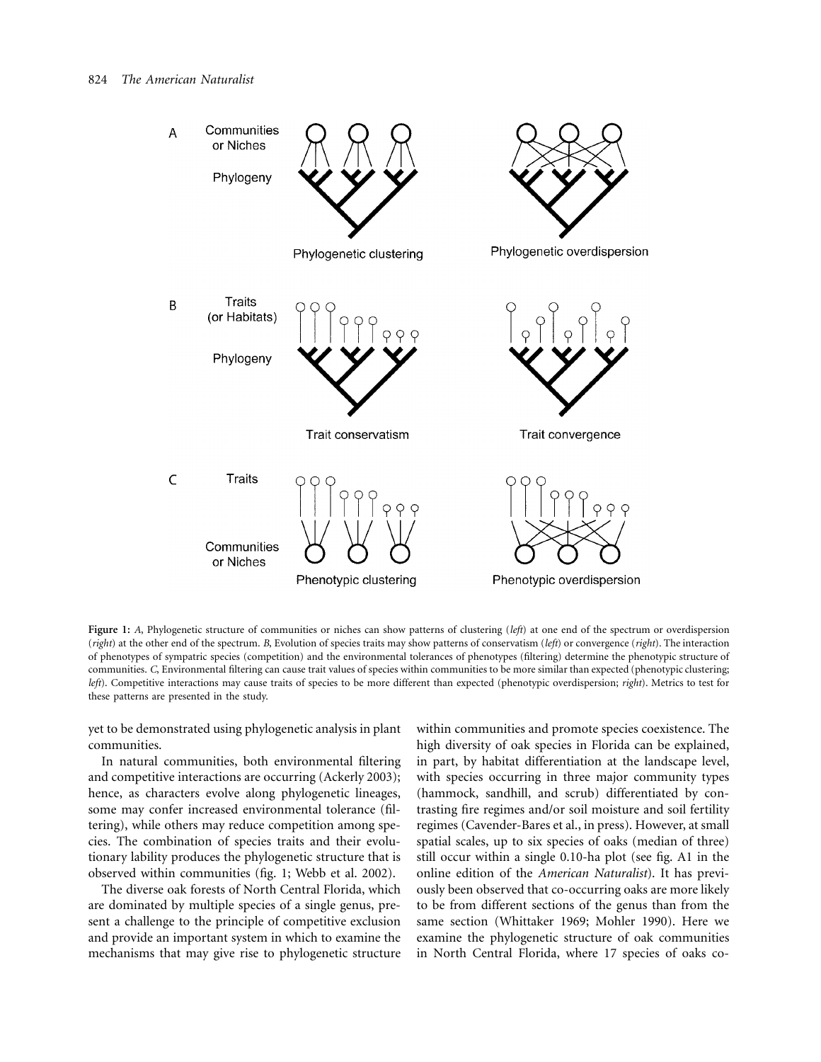A
Communities or Niches
Phylogeny
Phylogenetic clustering
Phylogenetic overdispersion

B
Traits (or Habitats)
Phylogeny
Trait conservatism
Trait convergence

C
Traits
Communities or Niches
Phenotypic clustering
Phenotypic overdispersion

**Figure 1:** *A*, Phylogenetic structure of communities or niches can show patterns of clustering (*left*) at one end of the spectrum or overdispersion (*right*) at the other end of the spectrum. *B*, Evolution of species traits may show patterns of conservatism (*left*) or convergence (*right*). The interaction of phenotypes of sympatric species (competition) and the environmental tolerances of phenotypes (filtering) determine the phenotypic structure of communities. *C*, Environmental filtering can cause trait values of species within communities to be more similar than expected (phenotypic clustering; *left*). Competitive interactions may cause traits of species to be more different than expected (phenotypic overdispersion; *right*). Metrics to test for these patterns are presented in the study.

yet to be demonstrated using phylogenetic analysis in plant communities.

In natural communities, both environmental filtering and competitive interactions are occurring (Ackerly 2003); hence, as characters evolve along phylogenetic lineages, some may confer increased environmental tolerance (filtering), while others may reduce competition among species. The combination of species traits and their evolutionary lability produces the phylogenetic structure that is observed within communities (fig. 1; Webb et al. 2002).

The diverse oak forests of North Central Florida, which are dominated by multiple species of a single genus, present a challenge to the principle of competitive exclusion and provide an important system in which to examine the mechanisms that may give rise to phylogenetic structure within communities and promote species coexistence. The high diversity of oak species in Florida can be explained, in part, by habitat differentiation at the landscape level, with species occurring in three major community types (hammock, sandhill, and scrub) differentiated by contrasting fire regimes and/or soil moisture and soil fertility regimes (Cavender-Bares et al., in press). However, at small spatial scales, up to six species of oaks (median of three) still occur within a single 0.10-ha plot (see fig. A1 in the online edition of the *American Naturalist*). It has previously been observed that co-occurring oaks are more likely to be from different sections of the genus than from the same section (Whittaker 1969; Mohler 1990). Here we examine the phylogenetic structure of oak communities in North Central Florida, where 17 species of oaks co-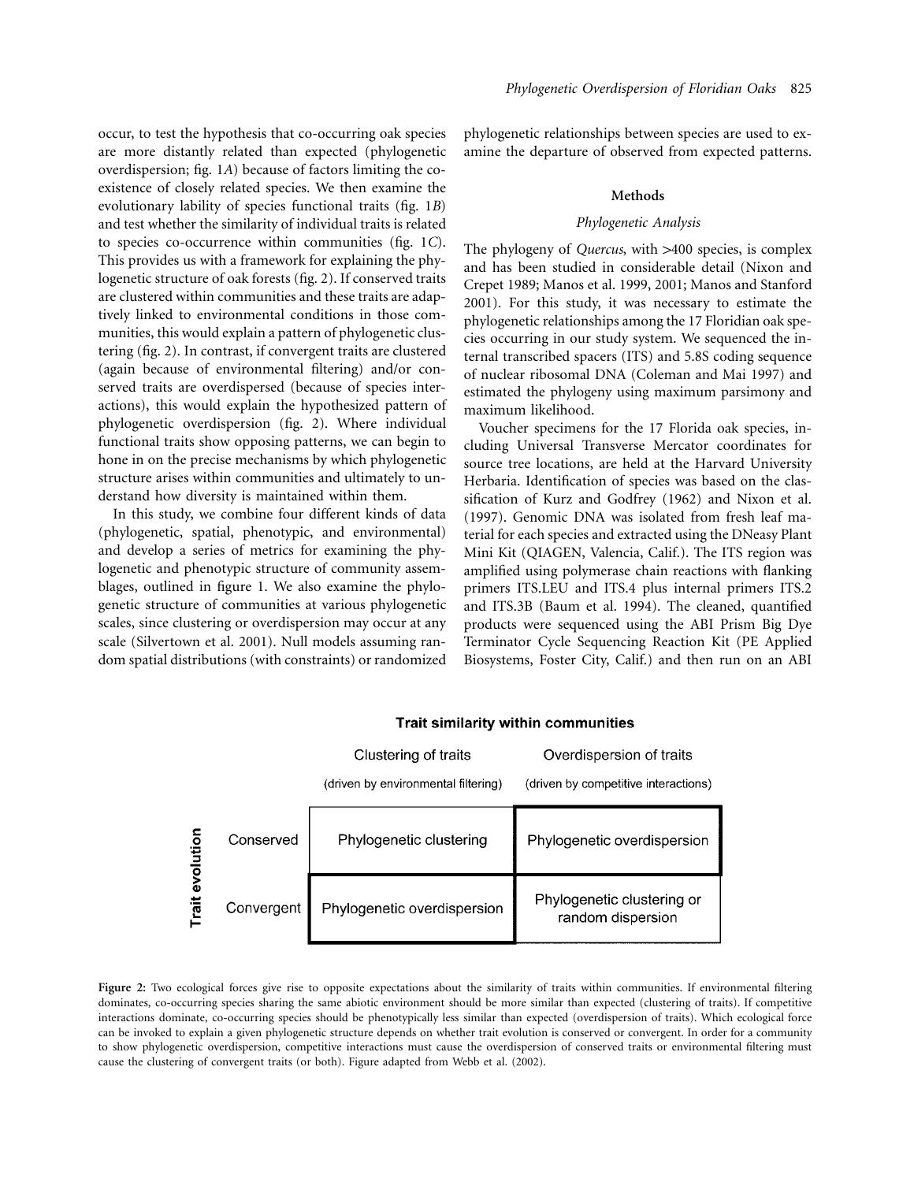occur, to test the hypothesis that co-occurring oak species are more distantly related than expected (phylogenetic overdispersion; fig. 1*A*) because of factors limiting the coexistence of closely related species. We then examine the evolutionary lability of species functional traits (fig. 1*B*) and test whether the similarity of individual traits is related to species co-occurrence within communities (fig. 1*C*). This provides us with a framework for explaining the phylogenetic structure of oak forests (fig. 2). If conserved traits are clustered within communities and these traits are adaptively linked to environmental conditions in those communities, this would explain a pattern of phylogenetic clustering (fig. 2). In contrast, if convergent traits are clustered (again because of environmental filtering) and/or conserved traits are overdispersed (because of species interactions), this would explain the hypothesized pattern of phylogenetic overdispersion (fig. 2). Where individual functional traits show opposing patterns, we can begin to hone in on the precise mechanisms by which phylogenetic structure arises within communities and ultimately to understand how diversity is maintained within them.

In this study, we combine four different kinds of data (phylogenetic, spatial, phenotypic, and environmental) and develop a series of metrics for examining the phylogenetic and phenotypic structure of community assemblages, outlined in figure 1. We also examine the phylogenetic structure of communities at various phylogenetic scales, since clustering or overdispersion may occur at any scale (Silvertown et al. 2001). Null models assuming random spatial distributions (with constraints) or randomized phylogenetic relationships between species are used to examine the departure of observed from expected patterns.

## Methods

### *Phylogenetic Analysis*

The phylogeny of *Quercus*, with >400 species, is complex and has been studied in considerable detail (Nixon and Crepet 1989; Manos et al. 1999, 2001; Manos and Stanford 2001). For this study, it was necessary to estimate the phylogenetic relationships among the 17 Floridian oak species occurring in our study system. We sequenced the internal transcribed spacers (ITS) and 5.8S coding sequence of nuclear ribosomal DNA (Coleman and Mai 1997) and estimated the phylogeny using maximum parsimony and maximum likelihood.

Voucher specimens for the 17 Florida oak species, including Universal Transverse Mercator coordinates for source tree locations, are held at the Harvard University Herbaria. Identification of species was based on the classification of Kurz and Godfrey (1962) and Nixon et al. (1997). Genomic DNA was isolated from fresh leaf material for each species and extracted using the DNeasy Plant Mini Kit (QIAGEN, Valencia, Calif.). The ITS region was amplified using polymerase chain reactions with flanking primers ITS.LEU and ITS.4 plus internal primers ITS.2 and ITS.3B (Baum et al. 1994). The cleaned, quantified products were sequenced using the ABI Prism Big Dye Terminator Cycle Sequencing Reaction Kit (PE Applied Biosystems, Foster City, Calif.) and then run on an ABI

| Trait evolution | Trait similarity within communities: Clustering of traits (driven by environmental filtering) | Trait similarity within communities: Overdispersion of traits (driven by competitive interactions) |
|---|---|---|
| Conserved | Phylogenetic clustering | Phylogenetic overdispersion |
| Convergent | Phylogenetic overdispersion | Phylogenetic clustering or random dispersion |

**Figure 2:** Two ecological forces give rise to opposite expectations about the similarity of traits within communities. If environmental filtering dominates, co-occurring species sharing the same abiotic environment should be more similar than expected (clustering of traits). If competitive interactions dominate, co-occurring species should be phenotypically less similar than expected (overdispersion of traits). Which ecological force can be invoked to explain a given phylogenetic structure depends on whether trait evolution is conserved or convergent. In order for a community to show phylogenetic overdispersion, competitive interactions must cause the overdispersion of conserved traits or environmental filtering must cause the clustering of convergent traits (or both). Figure adapted from Webb et al. (2002).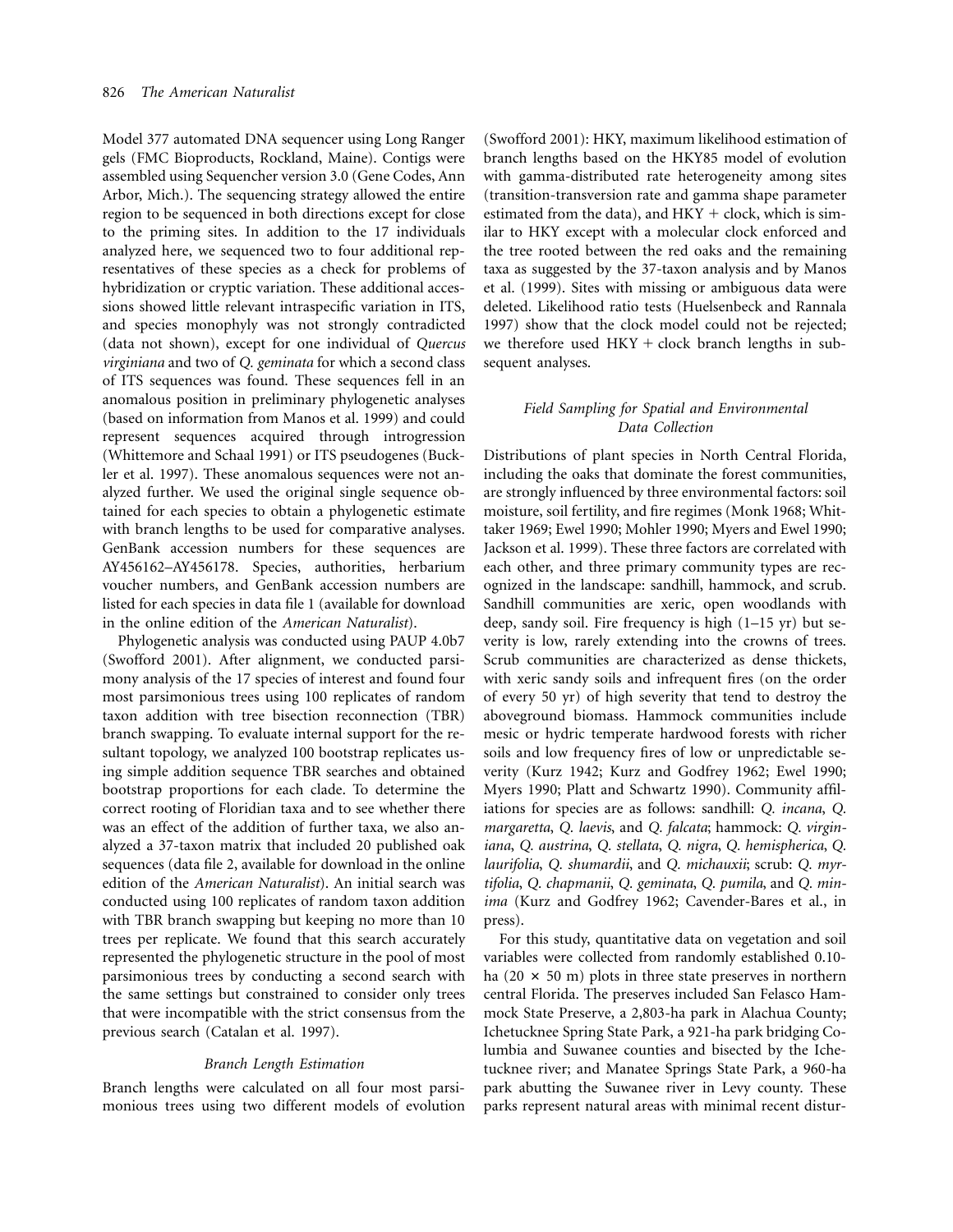Model 377 automated DNA sequencer using Long Ranger gels (FMC Bioproducts, Rockland, Maine). Contigs were assembled using Sequencher version 3.0 (Gene Codes, Ann Arbor, Mich.). The sequencing strategy allowed the entire region to be sequenced in both directions except for close to the priming sites. In addition to the 17 individuals analyzed here, we sequenced two to four additional representatives of these species as a check for problems of hybridization or cryptic variation. These additional accessions showed little relevant intraspecific variation in ITS, and species monophyly was not strongly contradicted (data not shown), except for one individual of *Quercus virginiana* and two of *Q. geminata* for which a second class of ITS sequences was found. These sequences fell in an anomalous position in preliminary phylogenetic analyses (based on information from Manos et al. 1999) and could represent sequences acquired through introgression (Whittemore and Schaal 1991) or ITS pseudogenes (Buckler et al. 1997). These anomalous sequences were not analyzed further. We used the original single sequence obtained for each species to obtain a phylogenetic estimate with branch lengths to be used for comparative analyses. GenBank accession numbers for these sequences are AY456162–AY456178. Species, authorities, herbarium voucher numbers, and GenBank accession numbers are listed for each species in data file 1 (available for download in the online edition of the *American Naturalist*).

Phylogenetic analysis was conducted using PAUP 4.0b7 (Swofford 2001). After alignment, we conducted parsimony analysis of the 17 species of interest and found four most parsimonious trees using 100 replicates of random taxon addition with tree bisection reconnection (TBR) branch swapping. To evaluate internal support for the resultant topology, we analyzed 100 bootstrap replicates using simple addition sequence TBR searches and obtained bootstrap proportions for each clade. To determine the correct rooting of Floridian taxa and to see whether there was an effect of the addition of further taxa, we also analyzed a 37-taxon matrix that included 20 published oak sequences (data file 2, available for download in the online edition of the *American Naturalist*). An initial search was conducted using 100 replicates of random taxon addition with TBR branch swapping but keeping no more than 10 trees per replicate. We found that this search accurately represented the phylogenetic structure in the pool of most parsimonious trees by conducting a second search with the same settings but constrained to consider only trees that were incompatible with the strict consensus from the previous search (Catalan et al. 1997).

### *Branch Length Estimation*

Branch lengths were calculated on all four most parsimonious trees using two different models of evolution (Swofford 2001): HKY, maximum likelihood estimation of branch lengths based on the HKY85 model of evolution with gamma-distributed rate heterogeneity among sites (transition-transversion rate and gamma shape parameter estimated from the data), and HKY + clock, which is similar to HKY except with a molecular clock enforced and the tree rooted between the red oaks and the remaining taxa as suggested by the 37-taxon analysis and by Manos et al. (1999). Sites with missing or ambiguous data were deleted. Likelihood ratio tests (Huelsenbeck and Rannala 1997) show that the clock model could not be rejected; we therefore used HKY + clock branch lengths in subsequent analyses.

### *Field Sampling for Spatial and Environmental Data Collection*

Distributions of plant species in North Central Florida, including the oaks that dominate the forest communities, are strongly influenced by three environmental factors: soil moisture, soil fertility, and fire regimes (Monk 1968; Whittaker 1969; Ewel 1990; Mohler 1990; Myers and Ewel 1990; Jackson et al. 1999). These three factors are correlated with each other, and three primary community types are recognized in the landscape: sandhill, hammock, and scrub. Sandhill communities are xeric, open woodlands with deep, sandy soil. Fire frequency is high (1–15 yr) but severity is low, rarely extending into the crowns of trees. Scrub communities are characterized as dense thickets, with xeric sandy soils and infrequent fires (on the order of every 50 yr) of high severity that tend to destroy the aboveground biomass. Hammock communities include mesic or hydric temperate hardwood forests with richer soils and low frequency fires of low or unpredictable severity (Kurz 1942; Kurz and Godfrey 1962; Ewel 1990; Myers 1990; Platt and Schwartz 1990). Community affiliations for species are as follows: sandhill: *Q. incana*, *Q. margaretta*, *Q. laevis*, and *Q. falcata*; hammock: *Q. virginiana*, *Q. austrina*, *Q. stellata*, *Q. nigra*, *Q. hemispherica*, *Q. laurifolia*, *Q. shumardii*, and *Q. michauxii*; scrub: *Q. myrtifolia*, *Q. chapmanii*, *Q. geminata*, *Q. pumila*, and *Q. minima* (Kurz and Godfrey 1962; Cavender-Bares et al., in press).

For this study, quantitative data on vegetation and soil variables were collected from randomly established 0.10-ha (20 × 50 m) plots in three state preserves in northern central Florida. The preserves included San Felasco Hammock State Preserve, a 2,803-ha park in Alachua County; Ichetucknee Spring State Park, a 921-ha park bridging Columbia and Suwanee counties and bisected by the Ichetucknee river; and Manatee Springs State Park, a 960-ha park abutting the Suwanee river in Levy county. These parks represent natural areas with minimal recent distur-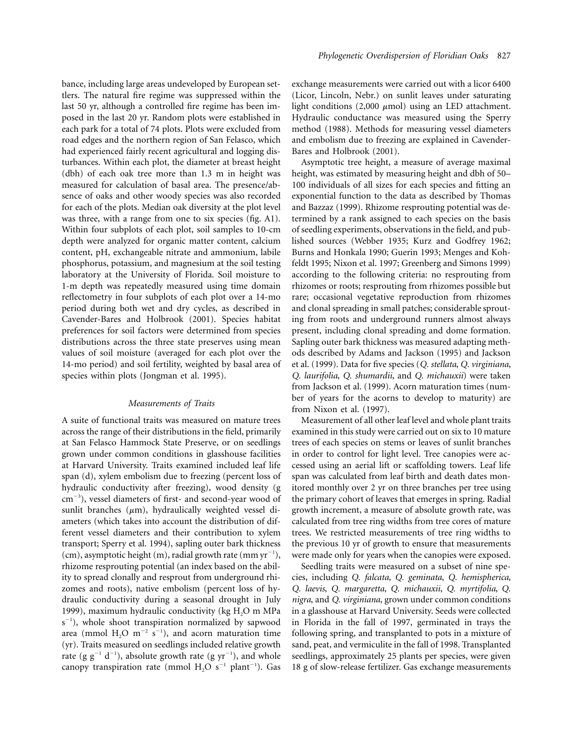bance, including large areas undeveloped by European settlers. The natural fire regime was suppressed within the last 50 yr, although a controlled fire regime has been imposed in the last 20 yr. Random plots were established in each park for a total of 74 plots. Plots were excluded from road edges and the northern region of San Felasco, which had experienced fairly recent agricultural and logging disturbances. Within each plot, the diameter at breast height (dbh) of each oak tree more than 1.3 m in height was measured for calculation of basal area. The presence/absence of oaks and other woody species was also recorded for each of the plots. Median oak diversity at the plot level was three, with a range from one to six species (fig. A1). Within four subplots of each plot, soil samples to 10-cm depth were analyzed for organic matter content, calcium content, pH, exchangeable nitrate and ammonium, labile phosphorus, potassium, and magnesium at the soil testing laboratory at the University of Florida. Soil moisture to 1-m depth was repeatedly measured using time domain reflectometry in four subplots of each plot over a 14-mo period during both wet and dry cycles, as described in Cavender-Bares and Holbrook (2001). Species habitat preferences for soil factors were determined from species distributions across the three state preserves using mean values of soil moisture (averaged for each plot over the 14-mo period) and soil fertility, weighted by basal area of species within plots (Jongman et al. 1995).

### *Measurements of Traits*

A suite of functional traits was measured on mature trees across the range of their distributions in the field, primarily at San Felasco Hammock State Preserve, or on seedlings grown under common conditions in glasshouse facilities at Harvard University. Traits examined included leaf life span (d), xylem embolism due to freezing (percent loss of hydraulic conductivity after freezing), wood density (g $cm^{-3}$), vessel diameters of first- and second-year wood of sunlit branches ($\mu$m), hydraulically weighted vessel diameters (which takes into account the distribution of different vessel diameters and their contribution to xylem transport; Sperry et al. 1994), sapling outer bark thickness (cm), asymptotic height (m), radial growth rate (mm $yr^{-1}$), rhizome resprouting potential (an index based on the ability to spread clonally and resprout from underground rhizomes and roots), native embolism (percent loss of hydraulic conductivity during a seasonal drought in July 1999), maximum hydraulic conductivity (kg $H_2O$ m MPa $s^{-1}$), whole shoot transpiration normalized by sapwood area (mmol $H_2O$ $m^{-2}$ $s^{-1}$), and acorn maturation time (yr). Traits measured on seedlings included relative growth rate (g $g^{-1}$ $d^{-1}$), absolute growth rate (g $yr^{-1}$), and whole canopy transpiration rate (mmol $H_2O$ $s^{-1}$ $plant^{-1}$). Gas exchange measurements were carried out with a licor 6400 (Licor, Lincoln, Nebr.) on sunlit leaves under saturating light conditions (2,000 $\mu$mol) using an LED attachment. Hydraulic conductance was measured using the Sperry method (1988). Methods for measuring vessel diameters and embolism due to freezing are explained in Cavender-Bares and Holbrook (2001).

Asymptotic tree height, a measure of average maximal height, was estimated by measuring height and dbh of 50–100 individuals of all sizes for each species and fitting an exponential function to the data as described by Thomas and Bazzaz (1999). Rhizome resprouting potential was determined by a rank assigned to each species on the basis of seedling experiments, observations in the field, and published sources (Webber 1935; Kurz and Godfrey 1962; Burns and Honkala 1990; Guerin 1993; Menges and Kohfeldt 1995; Nixon et al. 1997; Greenberg and Simons 1999) according to the following criteria: no resprouting from rhizomes or roots; resprouting from rhizomes possible but rare; occasional vegetative reproduction from rhizomes and clonal spreading in small patches; considerable sprouting from roots and underground runners almost always present, including clonal spreading and dome formation. Sapling outer bark thickness was measured adapting methods described by Adams and Jackson (1995) and Jackson et al. (1999). Data for five species (*Q. stellata*, *Q. virginiana*, *Q. laurifolia*, *Q. shumardii*, and *Q. michauxii*) were taken from Jackson et al. (1999). Acorn maturation times (number of years for the acorns to develop to maturity) are from Nixon et al. (1997).

Measurement of all other leaf level and whole plant traits examined in this study were carried out on six to 10 mature trees of each species on stems or leaves of sunlit branches in order to control for light level. Tree canopies were accessed using an aerial lift or scaffolding towers. Leaf life span was calculated from leaf birth and death dates monitored monthly over 2 yr on three branches per tree using the primary cohort of leaves that emerges in spring. Radial growth increment, a measure of absolute growth rate, was calculated from tree ring widths from tree cores of mature trees. We restricted measurements of tree ring widths to the previous 10 yr of growth to ensure that measurements were made only for years when the canopies were exposed.

Seedling traits were measured on a subset of nine species, including *Q. falcata*, *Q. geminata*, *Q. hemispherica*, *Q. laevis*, *Q. margaretta*, *Q. michauxii*, *Q. myrtifolia*, *Q. nigra*, and *Q. virginiana*, grown under common conditions in a glasshouse at Harvard University. Seeds were collected in Florida in the fall of 1997, germinated in trays the following spring, and transplanted to pots in a mixture of sand, peat, and vermiculite in the fall of 1998. Transplanted seedlings, approximately 25 plants per species, were given 18 g of slow-release fertilizer. Gas exchange measurements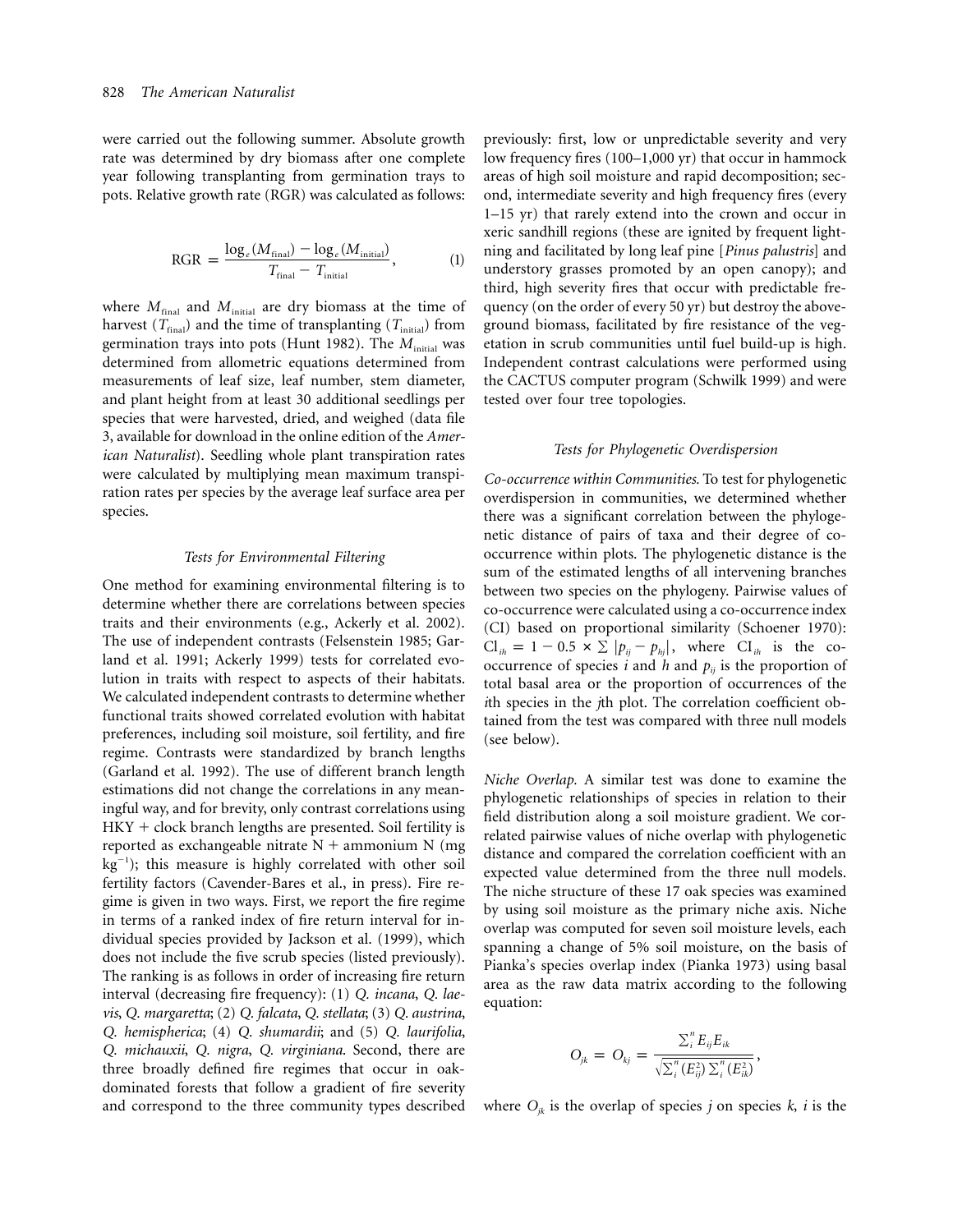were carried out the following summer. Absolute growth rate was determined by dry biomass after one complete year following transplanting from germination trays to pots. Relative growth rate (RGR) was calculated as follows:

$$\mathrm{RGR} = \frac{\log_e(M_{\mathrm{final}}) - \log_e(M_{\mathrm{initial}})}{T_{\mathrm{final}} - T_{\mathrm{initial}}}, \tag{1}$$

where $M_{\mathrm{final}}$ and $M_{\mathrm{initial}}$ are dry biomass at the time of harvest ($T_{\mathrm{final}}$) and the time of transplanting ($T_{\mathrm{initial}}$) from germination trays into pots (Hunt 1982). The $M_{\mathrm{initial}}$ was determined from allometric equations determined from measurements of leaf size, leaf number, stem diameter, and plant height from at least 30 additional seedlings per species that were harvested, dried, and weighed (data file 3, available for download in the online edition of the *American Naturalist*). Seedling whole plant transpiration rates were calculated by multiplying mean maximum transpiration rates per species by the average leaf surface area per species.

### *Tests for Environmental Filtering*

One method for examining environmental filtering is to determine whether there are correlations between species traits and their environments (e.g., Ackerly et al. 2002). The use of independent contrasts (Felsenstein 1985; Garland et al. 1991; Ackerly 1999) tests for correlated evolution in traits with respect to aspects of their habitats. We calculated independent contrasts to determine whether functional traits showed correlated evolution with habitat preferences, including soil moisture, soil fertility, and fire regime. Contrasts were standardized by branch lengths (Garland et al. 1992). The use of different branch length estimations did not change the correlations in any meaningful way, and for brevity, only contrast correlations using HKY + clock branch lengths are presented. Soil fertility is reported as exchangeable nitrate N + ammonium N (mg $\mathrm{kg}^{-1}$); this measure is highly correlated with other soil fertility factors (Cavender-Bares et al., in press). Fire regime is given in two ways. First, we report the fire regime in terms of a ranked index of fire return interval for individual species provided by Jackson et al. (1999), which does not include the five scrub species (listed previously). The ranking is as follows in order of increasing fire return interval (decreasing fire frequency): (1) *Q. incana*, *Q. laevis*, *Q. margaretta*; (2) *Q. falcata*, *Q. stellata*; (3) *Q. austrina*, *Q. hemispherica*; (4) *Q. shumardii*; and (5) *Q. laurifolia*, *Q. michauxii*, *Q. nigra*, *Q. virginiana*. Second, there are three broadly defined fire regimes that occur in oak-dominated forests that follow a gradient of fire severity and correspond to the three community types described previously: first, low or unpredictable severity and very low frequency fires (100–1,000 yr) that occur in hammock areas of high soil moisture and rapid decomposition; second, intermediate severity and high frequency fires (every 1–15 yr) that rarely extend into the crown and occur in xeric sandhill regions (these are ignited by frequent lightning and facilitated by long leaf pine [*Pinus palustris*] and understory grasses promoted by an open canopy); and third, high severity fires that occur with predictable frequency (on the order of every 50 yr) but destroy the aboveground biomass, facilitated by fire resistance of the vegetation in scrub communities until fuel build-up is high. Independent contrast calculations were performed using the CACTUS computer program (Schwilk 1999) and were tested over four tree topologies.

### *Tests for Phylogenetic Overdispersion*

*Co-occurrence within Communities.* To test for phylogenetic overdispersion in communities, we determined whether there was a significant correlation between the phylogenetic distance of pairs of taxa and their degree of co-occurrence within plots. The phylogenetic distance is the sum of the estimated lengths of all intervening branches between two species on the phylogeny. Pairwise values of co-occurrence were calculated using a co-occurrence index (CI) based on proportional similarity (Schoener 1970): $\mathrm{CI}_{ih} = 1 - 0.5 \times \sum |p_{ij} - p_{hj}|$, where $\mathrm{CI}_{ih}$ is the co-occurrence of species $i$ and $h$ and $p_{ij}$ is the proportion of total basal area or the proportion of occurrences of the $i$th species in the $j$th plot. The correlation coefficient obtained from the test was compared with three null models (see below).

*Niche Overlap.* A similar test was done to examine the phylogenetic relationships of species in relation to their field distribution along a soil moisture gradient. We correlated pairwise values of niche overlap with phylogenetic distance and compared the correlation coefficient with an expected value determined from the three null models. The niche structure of these 17 oak species was examined by using soil moisture as the primary niche axis. Niche overlap was computed for seven soil moisture levels, each spanning a change of 5% soil moisture, on the basis of Pianka's species overlap index (Pianka 1973) using basal area as the raw data matrix according to the following equation:

$$O_{jk} = O_{kj} = \frac{\sum_i^n E_{ij} E_{ik}}{\sqrt{\sum_i^n (E_{ij}^2) \sum_i^n (E_{ik}^2)}},$$

where $O_{jk}$ is the overlap of species $j$ on species $k$, $i$ is the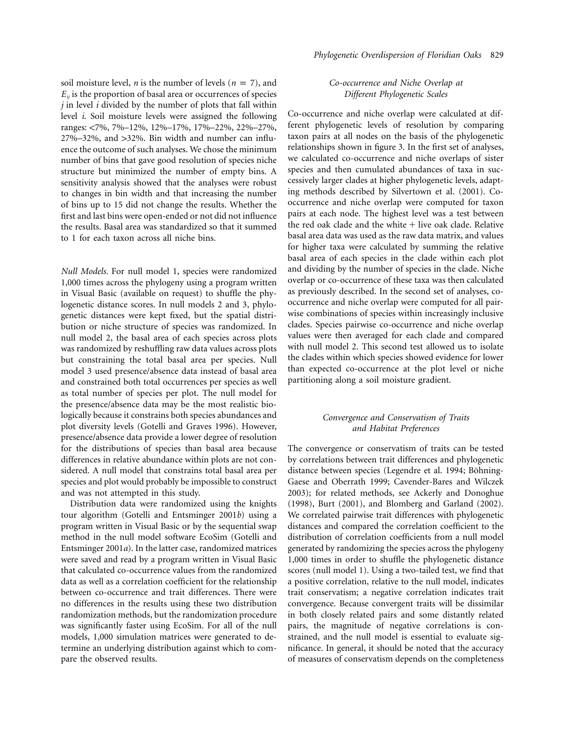soil moisture level, $n$ is the number of levels ($n = 7$), and $E_{ij}$ is the proportion of basal area or occurrences of species $j$ in level $i$ divided by the number of plots that fall within level $i$. Soil moisture levels were assigned the following ranges: <7%, 7%–12%, 12%–17%, 17%–22%, 22%–27%, 27%–32%, and >32%. Bin width and number can influence the outcome of such analyses. We chose the minimum number of bins that gave good resolution of species niche structure but minimized the number of empty bins. A sensitivity analysis showed that the analyses were robust to changes in bin width and that increasing the number of bins up to 15 did not change the results. Whether the first and last bins were open-ended or not did not influence the results. Basal area was standardized so that it summed to 1 for each taxon across all niche bins.

*Null Models.* For null model 1, species were randomized 1,000 times across the phylogeny using a program written in Visual Basic (available on request) to shuffle the phylogenetic distance scores. In null models 2 and 3, phylogenetic distances were kept fixed, but the spatial distribution or niche structure of species was randomized. In null model 2, the basal area of each species across plots was randomized by reshuffling raw data values across plots but constraining the total basal area per species. Null model 3 used presence/absence data instead of basal area and constrained both total occurrences per species as well as total number of species per plot. The null model for the presence/absence data may be the most realistic biologically because it constrains both species abundances and plot diversity levels (Gotelli and Graves 1996). However, presence/absence data provide a lower degree of resolution for the distributions of species than basal area because differences in relative abundance within plots are not considered. A null model that constrains total basal area per species and plot would probably be impossible to construct and was not attempted in this study.

Distribution data were randomized using the knights tour algorithm (Gotelli and Entsminger 2001*b*) using a program written in Visual Basic or by the sequential swap method in the null model software EcoSim (Gotelli and Entsminger 2001*a*). In the latter case, randomized matrices were saved and read by a program written in Visual Basic that calculated co-occurrence values from the randomized data as well as a correlation coefficient for the relationship between co-occurrence and trait differences. There were no differences in the results using these two distribution randomization methods, but the randomization procedure was significantly faster using EcoSim. For all of the null models, 1,000 simulation matrices were generated to determine an underlying distribution against which to compare the observed results.

### *Co-occurrence and Niche Overlap at Different Phylogenetic Scales*

Co-occurrence and niche overlap were calculated at different phylogenetic levels of resolution by comparing taxon pairs at all nodes on the basis of the phylogenetic relationships shown in figure 3. In the first set of analyses, we calculated co-occurrence and niche overlaps of sister species and then cumulated abundances of taxa in successively larger clades at higher phylogenetic levels, adapting methods described by Silvertown et al. (2001). Co-occurrence and niche overlap were computed for taxon pairs at each node. The highest level was a test between the red oak clade and the white + live oak clade. Relative basal area data was used as the raw data matrix, and values for higher taxa were calculated by summing the relative basal area of each species in the clade within each plot and dividing by the number of species in the clade. Niche overlap or co-occurrence of these taxa was then calculated as previously described. In the second set of analyses, co-occurrence and niche overlap were computed for all pairwise combinations of species within increasingly inclusive clades. Species pairwise co-occurrence and niche overlap values were then averaged for each clade and compared with null model 2. This second test allowed us to isolate the clades within which species showed evidence for lower than expected co-occurrence at the plot level or niche partitioning along a soil moisture gradient.

### *Convergence and Conservatism of Traits and Habitat Preferences*

The convergence or conservatism of traits can be tested by correlations between trait differences and phylogenetic distance between species (Legendre et al. 1994; Böhning-Gaese and Oberrath 1999; Cavender-Bares and Wilczek 2003); for related methods, see Ackerly and Donoghue (1998), Burt (2001), and Blomberg and Garland (2002). We correlated pairwise trait differences with phylogenetic distances and compared the correlation coefficient to the distribution of correlation coefficients from a null model generated by randomizing the species across the phylogeny 1,000 times in order to shuffle the phylogenetic distance scores (null model 1). Using a two-tailed test, we find that a positive correlation, relative to the null model, indicates trait conservatism; a negative correlation indicates trait convergence. Because convergent traits will be dissimilar in both closely related pairs and some distantly related pairs, the magnitude of negative correlations is constrained, and the null model is essential to evaluate significance. In general, it should be noted that the accuracy of measures of conservatism depends on the completeness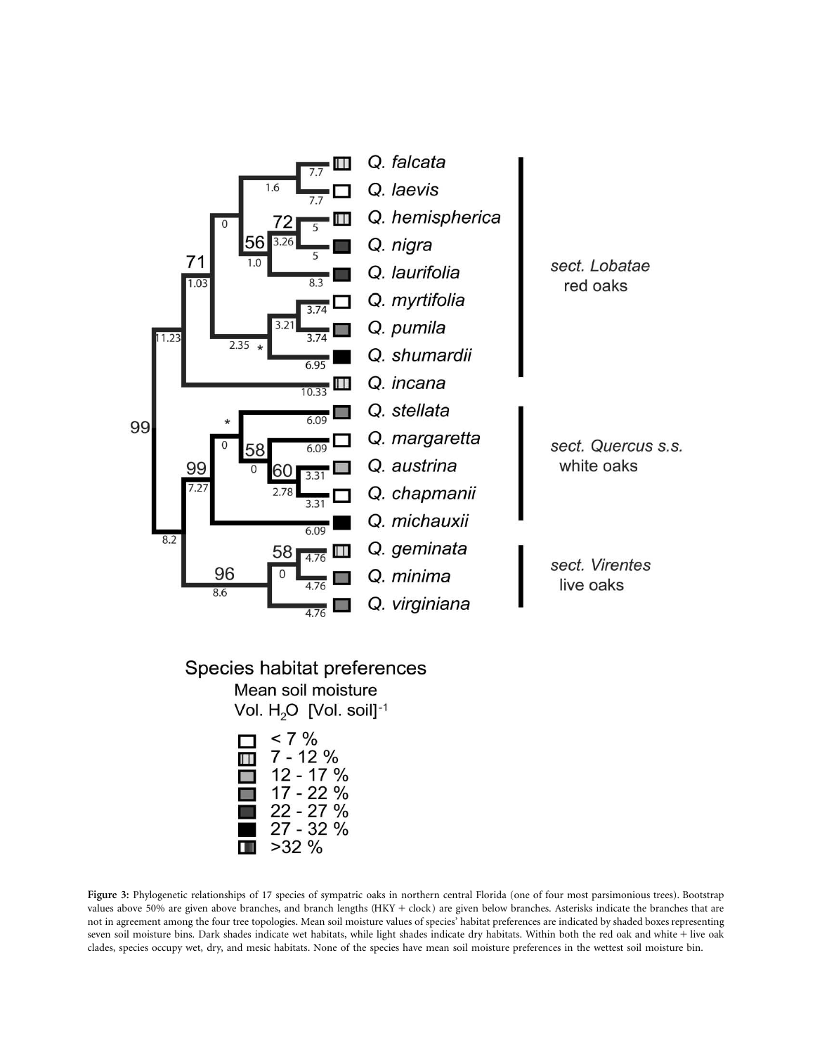Figure 3: Phylogenetic relationships of 17 species of sympatric oaks in northern central Florida (one of four most parsimonious trees). Bootstrap values above 50% are given above branches, and branch lengths (HKY + clock) are given below branches. Asterisks indicate the branches that are not in agreement among the four tree topologies. Mean soil moisture values of species' habitat preferences are indicated by shaded boxes representing seven soil moisture bins. Dark shades indicate wet habitats, while light shades indicate dry habitats. Within both the red oak and white + live oak clades, species occupy wet, dry, and mesic habitats. None of the species have mean soil moisture preferences in the wettest soil moisture bin.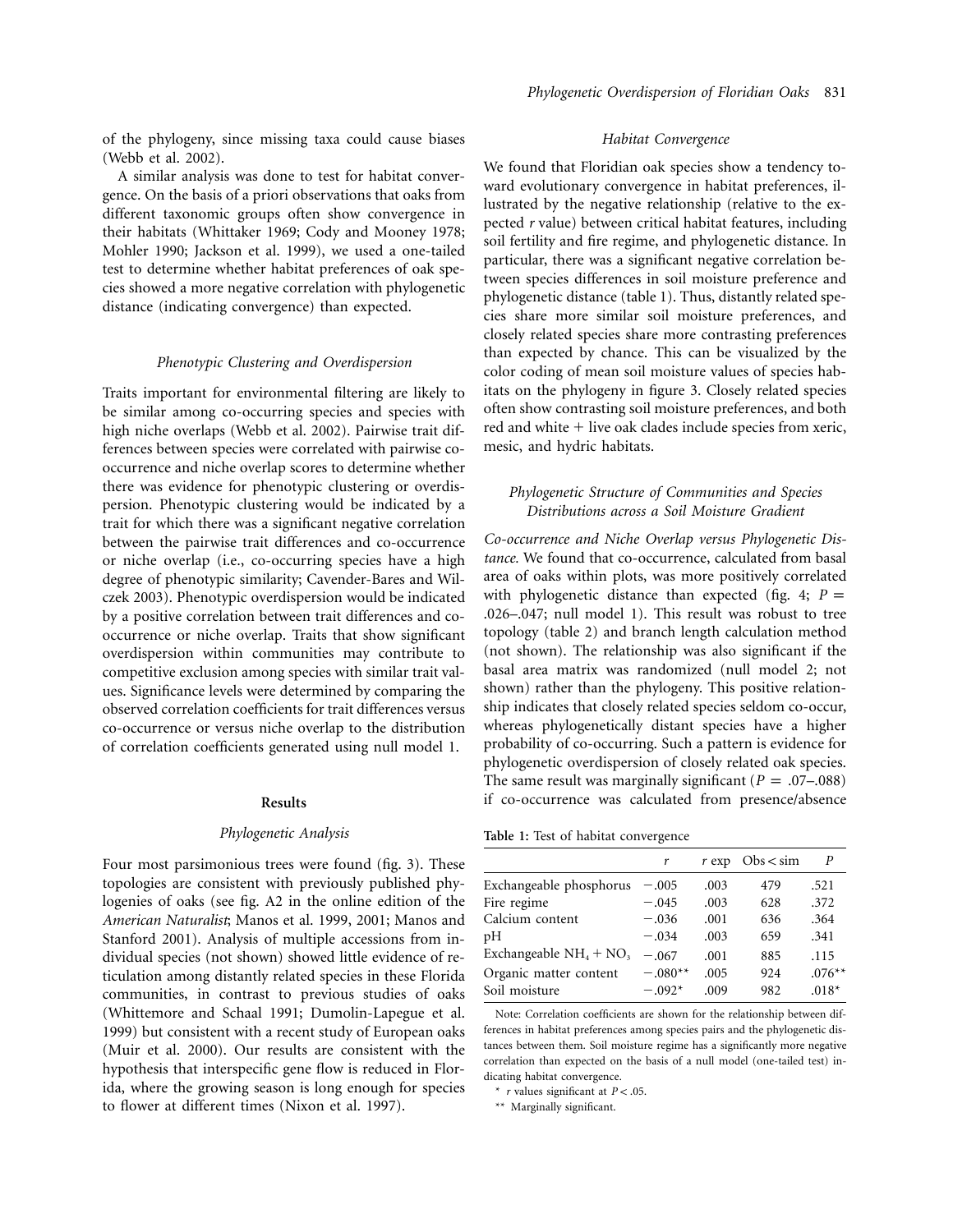of the phylogeny, since missing taxa could cause biases (Webb et al. 2002).

A similar analysis was done to test for habitat convergence. On the basis of a priori observations that oaks from different taxonomic groups often show convergence in their habitats (Whittaker 1969; Cody and Mooney 1978; Mohler 1990; Jackson et al. 1999), we used a one-tailed test to determine whether habitat preferences of oak species showed a more negative correlation with phylogenetic distance (indicating convergence) than expected.

### *Phenotypic Clustering and Overdispersion*

Traits important for environmental filtering are likely to be similar among co-occurring species and species with high niche overlaps (Webb et al. 2002). Pairwise trait differences between species were correlated with pairwise co-occurrence and niche overlap scores to determine whether there was evidence for phenotypic clustering or overdispersion. Phenotypic clustering would be indicated by a trait for which there was a significant negative correlation between the pairwise trait differences and co-occurrence or niche overlap (i.e., co-occurring species have a high degree of phenotypic similarity; Cavender-Bares and Wilczek 2003). Phenotypic overdispersion would be indicated by a positive correlation between trait differences and co-occurrence or niche overlap. Traits that show significant overdispersion within communities may contribute to competitive exclusion among species with similar trait values. Significance levels were determined by comparing the observed correlation coefficients for trait differences versus co-occurrence or versus niche overlap to the distribution of correlation coefficients generated using null model 1.

## Results

### *Phylogenetic Analysis*

Four most parsimonious trees were found (fig. 3). These topologies are consistent with previously published phylogenies of oaks (see fig. A2 in the online edition of the *American Naturalist*; Manos et al. 1999, 2001; Manos and Stanford 2001). Analysis of multiple accessions from individual species (not shown) showed little evidence of reticulation among distantly related species in these Florida communities, in contrast to previous studies of oaks (Whittemore and Schaal 1991; Dumolin-Lapegue et al. 1999) but consistent with a recent study of European oaks (Muir et al. 2000). Our results are consistent with the hypothesis that interspecific gene flow is reduced in Florida, where the growing season is long enough for species to flower at different times (Nixon et al. 1997).

### *Habitat Convergence*

We found that Floridian oak species show a tendency toward evolutionary convergence in habitat preferences, illustrated by the negative relationship (relative to the expected $r$ value) between critical habitat features, including soil fertility and fire regime, and phylogenetic distance. In particular, there was a significant negative correlation between species differences in soil moisture preference and phylogenetic distance (table 1). Thus, distantly related species share more similar soil moisture preferences, and closely related species share more contrasting preferences than expected by chance. This can be visualized by the color coding of mean soil moisture values of species habitats on the phylogeny in figure 3. Closely related species often show contrasting soil moisture preferences, and both red and white + live oak clades include species from xeric, mesic, and hydric habitats.

### *Phylogenetic Structure of Communities and Species Distributions across a Soil Moisture Gradient*

*Co-occurrence and Niche Overlap versus Phylogenetic Distance.* We found that co-occurrence, calculated from basal area of oaks within plots, was more positively correlated with phylogenetic distance than expected (fig. 4; $P =$ .026–.047; null model 1). This result was robust to tree topology (table 2) and branch length calculation method (not shown). The relationship was also significant if the basal area matrix was randomized (null model 2; not shown) rather than the phylogeny. This positive relationship indicates that closely related species seldom co-occur, whereas phylogenetically distant species have a higher probability of co-occurring. Such a pattern is evidence for phylogenetic overdispersion of closely related oak species. The same result was marginally significant ($P =$ .07–.088) if co-occurrence was calculated from presence/absence

**Table 1:** Test of habitat convergence

| | $r$ | $r$ exp | Obs < sim | $P$ |
|---|---|---|---|---|
| Exchangeable phosphorus | −.005 | .003 | 479 | .521 |
| Fire regime | −.045 | .003 | 628 | .372 |
| Calcium content | −.036 | .001 | 636 | .364 |
| pH | −.034 | .003 | 659 | .341 |
| Exchangeable $NH_4 + NO_3$ | −.067 | .001 | 885 | .115 |
| Organic matter content | −.080** | .005 | 924 | .076** |
| Soil moisture | −.092* | .009 | 982 | .018* |

Note: Correlation coefficients are shown for the relationship between differences in habitat preferences among species pairs and the phylogenetic distances between them. Soil moisture regime has a significantly more negative correlation than expected on the basis of a null model (one-tailed test) indicating habitat convergence.

\* $r$ values significant at $P < .05$.

\*\* Marginally significant.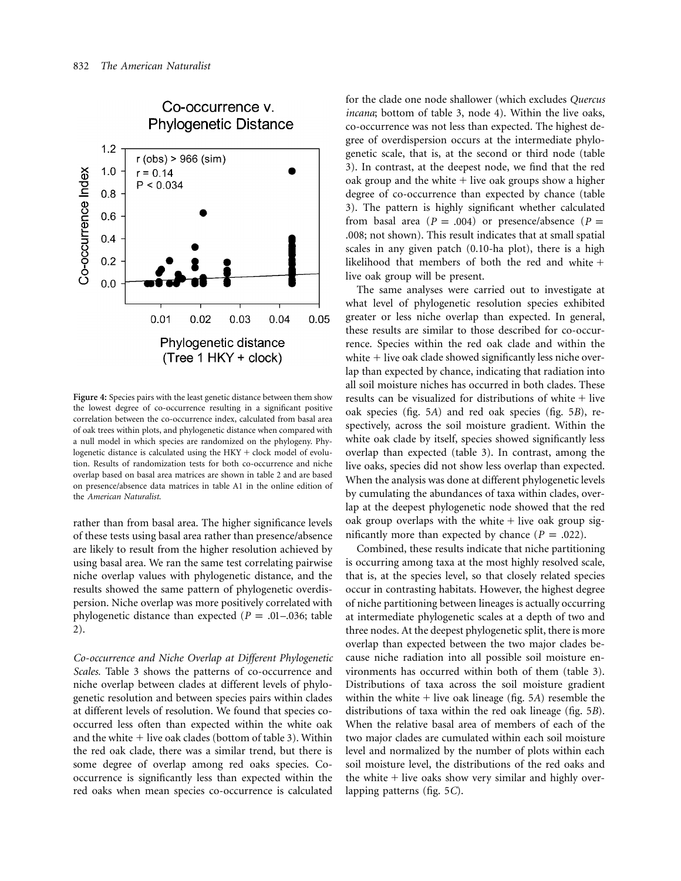**Figure 4:** Species pairs with the least genetic distance between them show the lowest degree of co-occurrence resulting in a significant positive correlation between the co-occurrence index, calculated from basal area of oak trees within plots, and phylogenetic distance when compared with a null model in which species are randomized on the phylogeny. Phylogenetic distance is calculated using the HKY + clock model of evolution. Results of randomization tests for both co-occurrence and niche overlap based on basal area matrices are shown in table 2 and are based on presence/absence data matrices in table A1 in the online edition of the *American Naturalist*.

rather than from basal area. The higher significance levels of these tests using basal area rather than presence/absence are likely to result from the higher resolution achieved by using basal area. We ran the same test correlating pairwise niche overlap values with phylogenetic distance, and the results showed the same pattern of phylogenetic overdispersion. Niche overlap was more positively correlated with phylogenetic distance than expected ($P = .01$–$.036$; table 2).

*Co-occurrence and Niche Overlap at Different Phylogenetic Scales.* Table 3 shows the patterns of co-occurrence and niche overlap between clades at different levels of phylogenetic resolution and between species pairs within clades at different levels of resolution. We found that species co-occurred less often than expected within the white oak and the white + live oak clades (bottom of table 3). Within the red oak clade, there was a similar trend, but there is some degree of overlap among red oaks species. Co-occurrence is significantly less than expected within the red oaks when mean species co-occurrence is calculated for the clade one node shallower (which excludes *Quercus incana*; bottom of table 3, node 4). Within the live oaks, co-occurrence was not less than expected. The highest degree of overdispersion occurs at the intermediate phylogenetic scale, that is, at the second or third node (table 3). In contrast, at the deepest node, we find that the red oak group and the white + live oak groups show a higher degree of co-occurrence than expected by chance (table 3). The pattern is highly significant whether calculated from basal area ($P = .004$) or presence/absence ($P = .008$; not shown). This result indicates that at small spatial scales in any given patch (0.10-ha plot), there is a high likelihood that members of both the red and white + live oak group will be present.

The same analyses were carried out to investigate at what level of phylogenetic resolution species exhibited greater or less niche overlap than expected. In general, these results are similar to those described for co-occurrence. Species within the red oak clade and within the white + live oak clade showed significantly less niche overlap than expected by chance, indicating that radiation into all soil moisture niches has occurred in both clades. These results can be visualized for distributions of white + live oak species (fig. 5*A*) and red oak species (fig. 5*B*), respectively, across the soil moisture gradient. Within the white oak clade by itself, species showed significantly less overlap than expected (table 3). In contrast, among the live oaks, species did not show less overlap than expected. When the analysis was done at different phylogenetic levels by cumulating the abundances of taxa within clades, overlap at the deepest phylogenetic node showed that the red oak group overlaps with the white + live oak group significantly more than expected by chance ($P = .022$).

Combined, these results indicate that niche partitioning is occurring among taxa at the most highly resolved scale, that is, at the species level, so that closely related species occur in contrasting habitats. However, the highest degree of niche partitioning between lineages is actually occurring at intermediate phylogenetic scales at a depth of two and three nodes. At the deepest phylogenetic split, there is more overlap than expected between the two major clades because niche radiation into all possible soil moisture environments has occurred within both of them (table 3). Distributions of taxa across the soil moisture gradient within the white + live oak lineage (fig. 5*A*) resemble the distributions of taxa within the red oak lineage (fig. 5*B*). When the relative basal area of members of each of the two major clades are cumulated within each soil moisture level and normalized by the number of plots within each soil moisture level, the distributions of the red oaks and the white + live oaks show very similar and highly overlapping patterns (fig. 5*C*).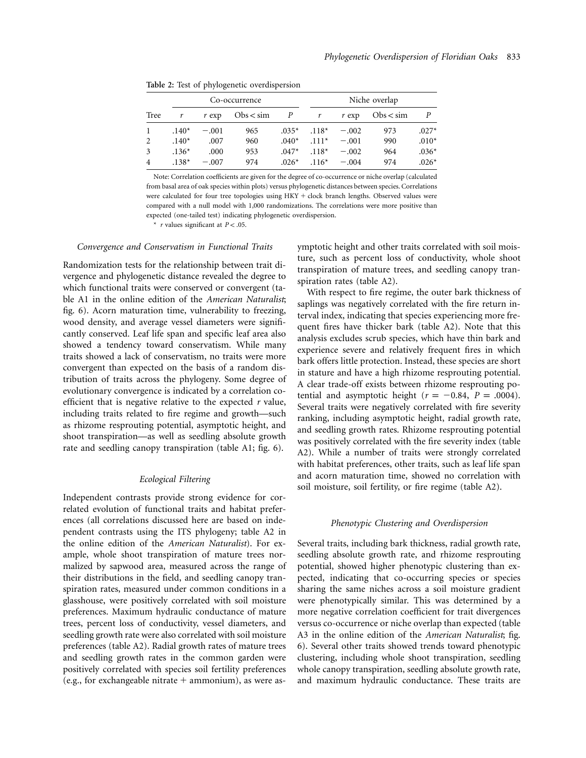**Table 2:** Test of phylogenetic overdispersion

| Tree | Co-occurrence | | | | Niche overlap | | | |
|---|---|---|---|---|---|---|---|---|
| | $r$ | $r$ exp | Obs < sim | $P$ | $r$ | $r$ exp | Obs < sim | $P$ |
| 1 | .140* | −.001 | 965 | .035* | .118* | −.002 | 973 | .027* |
| 2 | .140* | .007 | 960 | .040* | .111* | −.001 | 990 | .010* |
| 3 | .136* | .000 | 953 | .047* | .118* | −.002 | 964 | .036* |
| 4 | .138* | −.007 | 974 | .026* | .116* | −.004 | 974 | .026* |

Note: Correlation coefficients are given for the degree of co-occurrence or niche overlap (calculated from basal area of oak species within plots) versus phylogenetic distances between species. Correlations were calculated for four tree topologies using HKY + clock branch lengths. Observed values were compared with a null model with 1,000 randomizations. The correlations were more positive than expected (one-tailed test) indicating phylogenetic overdispersion.

* $r$ values significant at $P < .05$.

### *Convergence and Conservatism in Functional Traits*

Randomization tests for the relationship between trait divergence and phylogenetic distance revealed the degree to which functional traits were conserved or convergent (table A1 in the online edition of the *American Naturalist*; fig. 6). Acorn maturation time, vulnerability to freezing, wood density, and average vessel diameters were significantly conserved. Leaf life span and specific leaf area also showed a tendency toward conservatism. While many traits showed a lack of conservatism, no traits were more convergent than expected on the basis of a random distribution of traits across the phylogeny. Some degree of evolutionary convergence is indicated by a correlation coefficient that is negative relative to the expected $r$ value, including traits related to fire regime and growth—such as rhizome resprouting potential, asymptotic height, and shoot transpiration—as well as seedling absolute growth rate and seedling canopy transpiration (table A1; fig. 6).

### *Ecological Filtering*

Independent contrasts provide strong evidence for correlated evolution of functional traits and habitat preferences (all correlations discussed here are based on independent contrasts using the ITS phylogeny; table A2 in the online edition of the *American Naturalist*). For example, whole shoot transpiration of mature trees normalized by sapwood area, measured across the range of their distributions in the field, and seedling canopy transpiration rates, measured under common conditions in a glasshouse, were positively correlated with soil moisture preferences. Maximum hydraulic conductance of mature trees, percent loss of conductivity, vessel diameters, and seedling growth rate were also correlated with soil moisture preferences (table A2). Radial growth rates of mature trees and seedling growth rates in the common garden were positively correlated with species soil fertility preferences (e.g., for exchangeable nitrate + ammonium), as were asymptotic height and other traits correlated with soil moisture, such as percent loss of conductivity, whole shoot transpiration of mature trees, and seedling canopy transpiration rates (table A2).

With respect to fire regime, the outer bark thickness of saplings was negatively correlated with the fire return interval index, indicating that species experiencing more frequent fires have thicker bark (table A2). Note that this analysis excludes scrub species, which have thin bark and experience severe and relatively frequent fires in which bark offers little protection. Instead, these species are short in stature and have a high rhizome resprouting potential. A clear trade-off exists between rhizome resprouting potential and asymptotic height ($r = -0.84$, $P = .0004$). Several traits were negatively correlated with fire severity ranking, including asymptotic height, radial growth rate, and seedling growth rates. Rhizome resprouting potential was positively correlated with the fire severity index (table A2). While a number of traits were strongly correlated with habitat preferences, other traits, such as leaf life span and acorn maturation time, showed no correlation with soil moisture, soil fertility, or fire regime (table A2).

### *Phenotypic Clustering and Overdispersion*

Several traits, including bark thickness, radial growth rate, seedling absolute growth rate, and rhizome resprouting potential, showed higher phenotypic clustering than expected, indicating that co-occurring species or species sharing the same niches across a soil moisture gradient were phenotypically similar. This was determined by a more negative correlation coefficient for trait divergences versus co-occurrence or niche overlap than expected (table A3 in the online edition of the *American Naturalist*; fig. 6). Several other traits showed trends toward phenotypic clustering, including whole shoot transpiration, seedling whole canopy transpiration, seedling absolute growth rate, and maximum hydraulic conductance. These traits are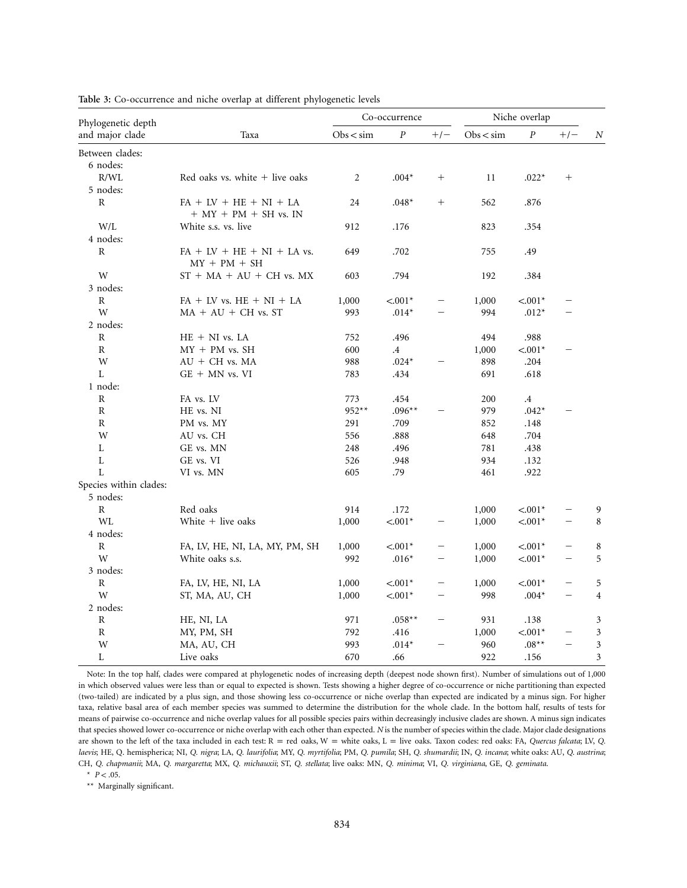**Table 3:** Co-occurrence and niche overlap at different phylogenetic levels

| Phylogenetic depth and major clade | Taxa | Co-occurrence | | | Niche overlap | | | |
|---|---|---|---|---|---|---|---|---|
| | | Obs < sim | $P$ | +/− | Obs < sim | $P$ | +/− | $N$ |
| Between clades: | | | | | | | | |
| 6 nodes: | | | | | | | | |
| R/WL | Red oaks vs. white + live oaks | 2 | .004* | + | 11 | .022* | + | |
| 5 nodes: | | | | | | | | |
| R | FA + LV + HE + NI + LA + MY + PM + SH vs. IN | 24 | .048* | + | 562 | .876 | | |
| W/L | White s.s. vs. live | 912 | .176 | | 823 | .354 | | |
| 4 nodes: | | | | | | | | |
| R | FA + LV + HE + NI + LA vs. MY + PM + SH | 649 | .702 | | 755 | .49 | | |
| W | ST + MA + AU + CH vs. MX | 603 | .794 | | 192 | .384 | | |
| 3 nodes: | | | | | | | | |
| R | FA + LV vs. HE + NI + LA | 1,000 | <.001* | − | 1,000 | <.001* | − | |
| W | MA + AU + CH vs. ST | 993 | .014* | − | 994 | .012* | − | |
| 2 nodes: | | | | | | | | |
| R | HE + NI vs. LA | 752 | .496 | | 494 | .988 | | |
| R | MY + PM vs. SH | 600 | .4 | | 1,000 | <.001* | − | |
| W | AU + CH vs. MA | 988 | .024* | − | 898 | .204 | | |
| L | GE + MN vs. VI | 783 | .434 | | 691 | .618 | | |
| 1 node: | | | | | | | | |
| R | FA vs. LV | 773 | .454 | | 200 | .4 | | |
| R | HE vs. NI | 952** | .096** | − | 979 | .042* | − | |
| R | PM vs. MY | 291 | .709 | | 852 | .148 | | |
| W | AU vs. CH | 556 | .888 | | 648 | .704 | | |
| L | GE vs. MN | 248 | .496 | | 781 | .438 | | |
| L | GE vs. VI | 526 | .948 | | 934 | .132 | | |
| L | VI vs. MN | 605 | .79 | | 461 | .922 | | |
| Species within clades: | | | | | | | | |
| 5 nodes: | | | | | | | | |
| R | Red oaks | 914 | .172 | | 1,000 | <.001* | − | 9 |
| WL | White + live oaks | 1,000 | <.001* | − | 1,000 | <.001* | − | 8 |
| 4 nodes: | | | | | | | | |
| R | FA, LV, HE, NI, LA, MY, PM, SH | 1,000 | <.001* | − | 1,000 | <.001* | − | 8 |
| W | White oaks s.s. | 992 | .016* | − | 1,000 | <.001* | − | 5 |
| 3 nodes: | | | | | | | | |
| R | FA, LV, HE, NI, LA | 1,000 | <.001* | − | 1,000 | <.001* | − | 5 |
| W | ST, MA, AU, CH | 1,000 | <.001* | − | 998 | .004* | − | 4 |
| 2 nodes: | | | | | | | | |
| R | HE, NI, LA | 971 | .058** | − | 931 | .138 | | 3 |
| R | MY, PM, SH | 792 | .416 | | 1,000 | <.001* | − | 3 |
| W | MA, AU, CH | 993 | .014* | − | 960 | .08** | − | 3 |
| L | Live oaks | 670 | .66 | | 922 | .156 | | 3 |

Note: In the top half, clades were compared at phylogenetic nodes of increasing depth (deepest node shown first). Number of simulations out of 1,000 in which observed values were less than or equal to expected is shown. Tests showing a higher degree of co-occurrence or niche partitioning than expected (two-tailed) are indicated by a plus sign, and those showing less co-occurrence or niche overlap than expected are indicated by a minus sign. For higher taxa, relative basal area of each member species was summed to determine the distribution for the whole clade. In the bottom half, results of tests for means of pairwise co-occurrence and niche overlap values for all possible species pairs within decreasingly inclusive clades are shown. A minus sign indicates that species showed lower co-occurrence or niche overlap with each other than expected. $N$ is the number of species within the clade. Major clade designations are shown to the left of the taxa included in each test: R = red oaks, W = white oaks, L = live oaks. Taxon codes: red oaks: FA, *Quercus falcata*; LV, *Q. laevis*; HE, Q. hemispherica; NI, *Q. nigra*; LA, *Q. laurifolia*; MY, *Q. myrtifolia*; PM, *Q. pumila*; SH, *Q. shumardii*; IN, *Q. incana*; white oaks: AU, *Q. austrina*; CH, *Q. chapmanii*; MA, *Q. margaretta*; MX, *Q. michauxii*; ST, *Q. stellata*; live oaks: MN, *Q. minima*; VI, *Q. virginiana*, GE, *Q. geminata*.

* $P < .05$.

** Marginally significant.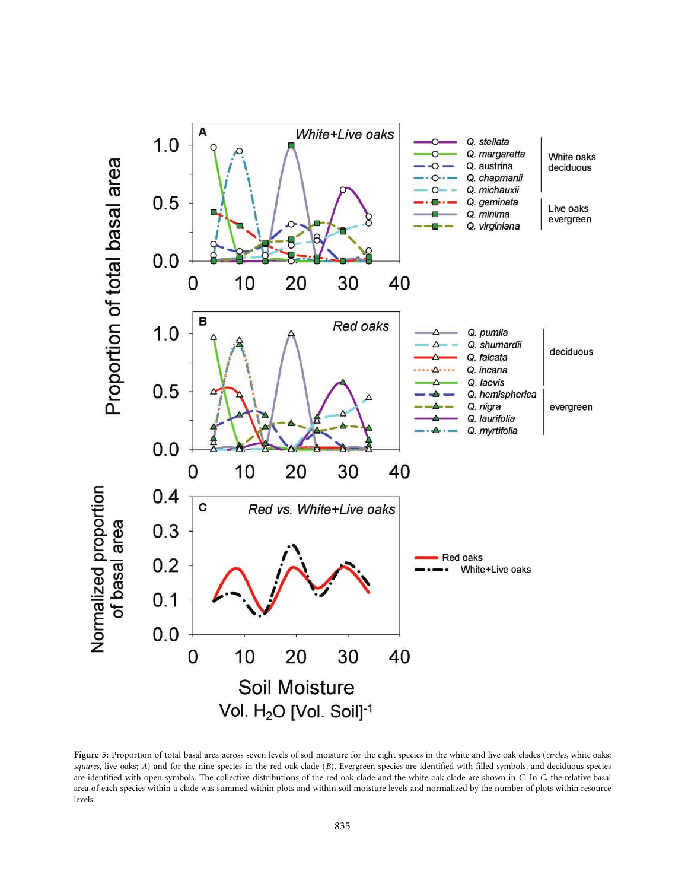Figure 5: Proportion of total basal area across seven levels of soil moisture for the eight species in the white and live oak clades (*circles*, white oaks; *squares*, live oaks; *A*) and for the nine species in the red oak clade (*B*). Evergreen species are identified with filled symbols, and deciduous species are identified with open symbols. The collective distributions of the red oak clade and the white oak clade are shown in *C*. In *C*, the relative basal area of each species within a clade was summed within plots and within soil moisture levels and normalized by the number of plots within resource levels.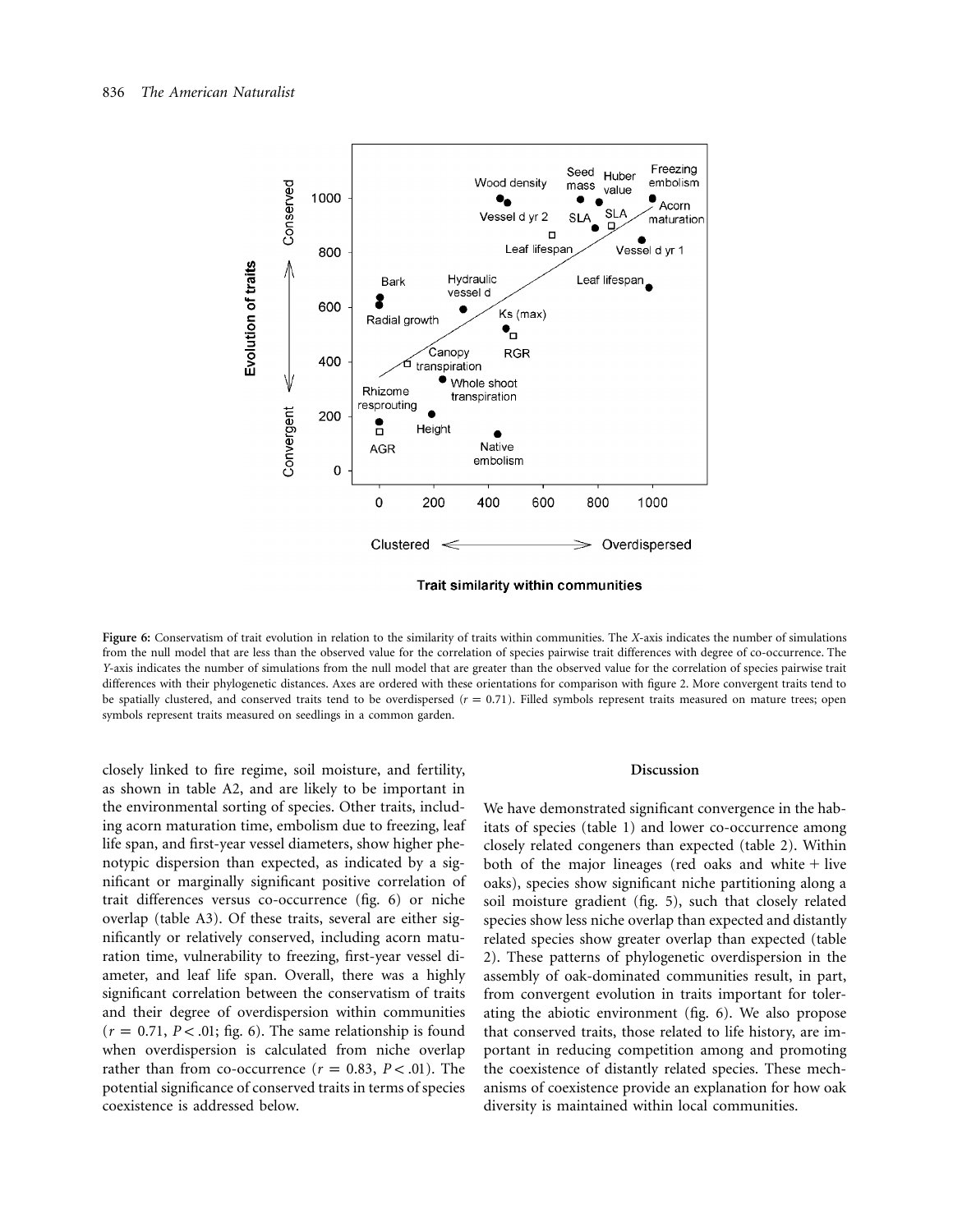Figure 6: Conservatism of trait evolution in relation to the similarity of traits within communities. The X-axis indicates the number of simulations from the null model that are less than the observed value for the correlation of species pairwise trait differences with degree of co-occurrence. The Y-axis indicates the number of simulations from the null model that are greater than the observed value for the correlation of species pairwise trait differences with their phylogenetic distances. Axes are ordered with these orientations for comparison with figure 2. More convergent traits tend to be spatially clustered, and conserved traits tend to be overdispersed ($r = 0.71$). Filled symbols represent traits measured on mature trees; open symbols represent traits measured on seedlings in a common garden.

closely linked to fire regime, soil moisture, and fertility, as shown in table A2, and are likely to be important in the environmental sorting of species. Other traits, including acorn maturation time, embolism due to freezing, leaf life span, and first-year vessel diameters, show higher phenotypic dispersion than expected, as indicated by a significant or marginally significant positive correlation of trait differences versus co-occurrence (fig. 6) or niche overlap (table A3). Of these traits, several are either significantly or relatively conserved, including acorn maturation time, vulnerability to freezing, first-year vessel diameter, and leaf life span. Overall, there was a highly significant correlation between the conservatism of traits and their degree of overdispersion within communities ($r = 0.71$, $P < .01$; fig. 6). The same relationship is found when overdispersion is calculated from niche overlap rather than from co-occurrence ($r = 0.83$, $P < .01$). The potential significance of conserved traits in terms of species coexistence is addressed below.

## Discussion

We have demonstrated significant convergence in the habitats of species (table 1) and lower co-occurrence among closely related congeners than expected (table 2). Within both of the major lineages (red oaks and white + live oaks), species show significant niche partitioning along a soil moisture gradient (fig. 5), such that closely related species show less niche overlap than expected and distantly related species show greater overlap than expected (table 2). These patterns of phylogenetic overdispersion in the assembly of oak-dominated communities result, in part, from convergent evolution in traits important for tolerating the abiotic environment (fig. 6). We also propose that conserved traits, those related to life history, are important in reducing competition among and promoting the coexistence of distantly related species. These mechanisms of coexistence provide an explanation for how oak diversity is maintained within local communities.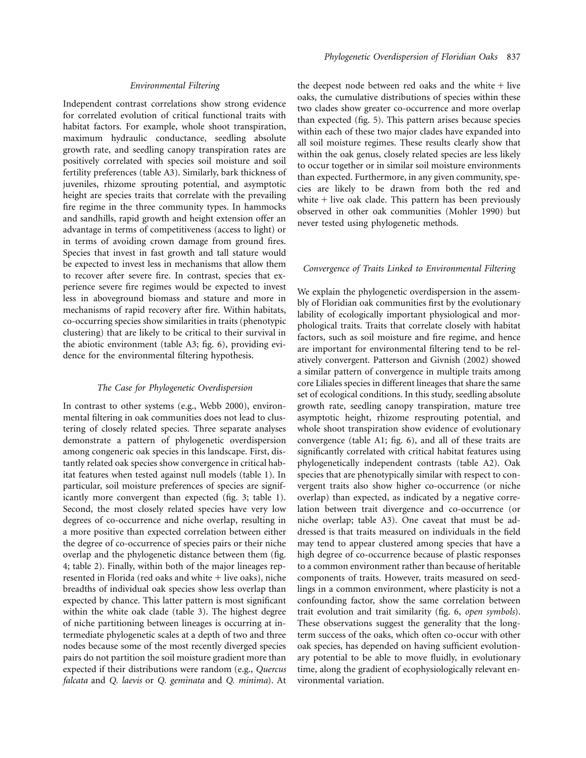### Environmental Filtering

Independent contrast correlations show strong evidence for correlated evolution of critical functional traits with habitat factors. For example, whole shoot transpiration, maximum hydraulic conductance, seedling absolute growth rate, and seedling canopy transpiration rates are positively correlated with species soil moisture and soil fertility preferences (table A3). Similarly, bark thickness of juveniles, rhizome sprouting potential, and asymptotic height are species traits that correlate with the prevailing fire regime in the three community types. In hammocks and sandhills, rapid growth and height extension offer an advantage in terms of competitiveness (access to light) or in terms of avoiding crown damage from ground fires. Species that invest in fast growth and tall stature would be expected to invest less in mechanisms that allow them to recover after severe fire. In contrast, species that experience severe fire regimes would be expected to invest less in aboveground biomass and stature and more in mechanisms of rapid recovery after fire. Within habitats, co-occurring species show similarities in traits (phenotypic clustering) that are likely to be critical to their survival in the abiotic environment (table A3; fig. 6), providing evidence for the environmental filtering hypothesis.

### The Case for Phylogenetic Overdispersion

In contrast to other systems (e.g., Webb 2000), environmental filtering in oak communities does not lead to clustering of closely related species. Three separate analyses demonstrate a pattern of phylogenetic overdispersion among congeneric oak species in this landscape. First, distantly related oak species show convergence in critical habitat features when tested against null models (table 1). In particular, soil moisture preferences of species are significantly more convergent than expected (fig. 3; table 1). Second, the most closely related species have very low degrees of co-occurrence and niche overlap, resulting in a more positive than expected correlation between either the degree of co-occurrence of species pairs or their niche overlap and the phylogenetic distance between them (fig. 4; table 2). Finally, within both of the major lineages represented in Florida (red oaks and white + live oaks), niche breadths of individual oak species show less overlap than expected by chance. This latter pattern is most significant within the white oak clade (table 3). The highest degree of niche partitioning between lineages is occurring at intermediate phylogenetic scales at a depth of two and three nodes because some of the most recently diverged species pairs do not partition the soil moisture gradient more than expected if their distributions were random (e.g., *Quercus falcata* and *Q. laevis* or *Q. geminata* and *Q. minima*). At the deepest node between red oaks and the white + live oaks, the cumulative distributions of species within these two clades show greater co-occurrence and more overlap than expected (fig. 5). This pattern arises because species within each of these two major clades have expanded into all soil moisture regimes. These results clearly show that within the oak genus, closely related species are less likely to occur together or in similar soil moisture environments than expected. Furthermore, in any given community, species are likely to be drawn from both the red and white + live oak clade. This pattern has been previously observed in other oak communities (Mohler 1990) but never tested using phylogenetic methods.

### Convergence of Traits Linked to Environmental Filtering

We explain the phylogenetic overdispersion in the assembly of Floridian oak communities first by the evolutionary lability of ecologically important physiological and morphological traits. Traits that correlate closely with habitat factors, such as soil moisture and fire regime, and hence are important for environmental filtering tend to be relatively convergent. Patterson and Givnish (2002) showed a similar pattern of convergence in multiple traits among core Liliales species in different lineages that share the same set of ecological conditions. In this study, seedling absolute growth rate, seedling canopy transpiration, mature tree asymptotic height, rhizome resprouting potential, and whole shoot transpiration show evidence of evolutionary convergence (table A1; fig. 6), and all of these traits are significantly correlated with critical habitat features using phylogenetically independent contrasts (table A2). Oak species that are phenotypically similar with respect to convergent traits also show higher co-occurrence (or niche overlap) than expected, as indicated by a negative correlation between trait divergence and co-occurrence (or niche overlap; table A3). One caveat that must be addressed is that traits measured on individuals in the field may tend to appear clustered among species that have a high degree of co-occurrence because of plastic responses to a common environment rather than because of heritable components of traits. However, traits measured on seedlings in a common environment, where plasticity is not a confounding factor, show the same correlation between trait evolution and trait similarity (fig. 6, *open symbols*). These observations suggest the generality that the long-term success of the oaks, which often co-occur with other oak species, has depended on having sufficient evolutionary potential to be able to move fluidly, in evolutionary time, along the gradient of ecophysiologically relevant environmental variation.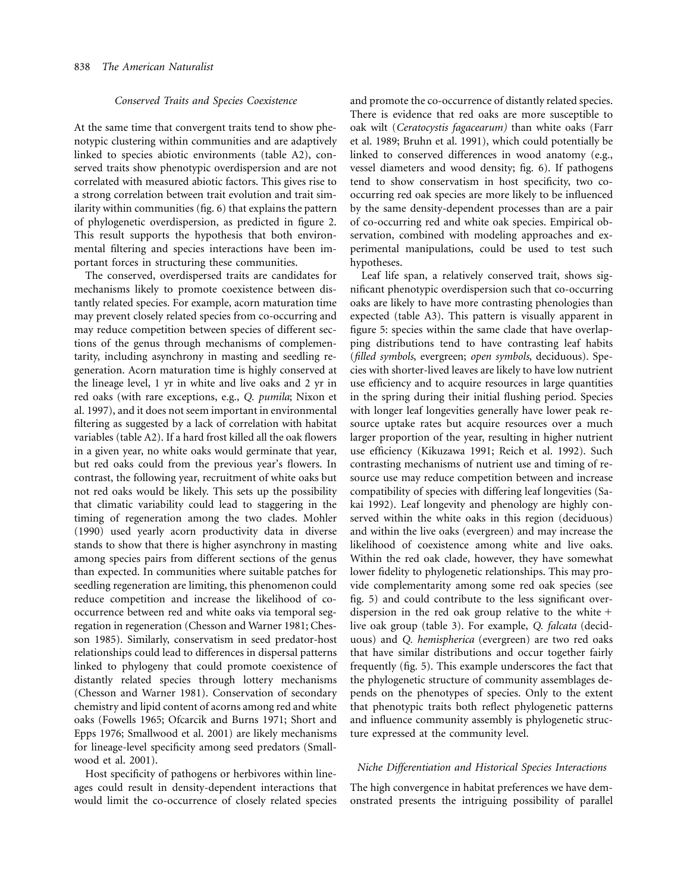### *Conserved Traits and Species Coexistence*

At the same time that convergent traits tend to show phenotypic clustering within communities and are adaptively linked to species abiotic environments (table A2), conserved traits show phenotypic overdispersion and are not correlated with measured abiotic factors. This gives rise to a strong correlation between trait evolution and trait similarity within communities (fig. 6) that explains the pattern of phylogenetic overdispersion, as predicted in figure 2. This result supports the hypothesis that both environmental filtering and species interactions have been important forces in structuring these communities.

The conserved, overdispersed traits are candidates for mechanisms likely to promote coexistence between distantly related species. For example, acorn maturation time may prevent closely related species from co-occurring and may reduce competition between species of different sections of the genus through mechanisms of complementarity, including asynchrony in masting and seedling regeneration. Acorn maturation time is highly conserved at the lineage level, 1 yr in white and live oaks and 2 yr in red oaks (with rare exceptions, e.g., *Q. pumila*; Nixon et al. 1997), and it does not seem important in environmental filtering as suggested by a lack of correlation with habitat variables (table A2). If a hard frost killed all the oak flowers in a given year, no white oaks would germinate that year, but red oaks could from the previous year's flowers. In contrast, the following year, recruitment of white oaks but not red oaks would be likely. This sets up the possibility that climatic variability could lead to staggering in the timing of regeneration among the two clades. Mohler (1990) used yearly acorn productivity data in diverse stands to show that there is higher asynchrony in masting among species pairs from different sections of the genus than expected. In communities where suitable patches for seedling regeneration are limiting, this phenomenon could reduce competition and increase the likelihood of co-occurrence between red and white oaks via temporal segregation in regeneration (Chesson and Warner 1981; Chesson 1985). Similarly, conservatism in seed predator-host relationships could lead to differences in dispersal patterns linked to phylogeny that could promote coexistence of distantly related species through lottery mechanisms (Chesson and Warner 1981). Conservation of secondary chemistry and lipid content of acorns among red and white oaks (Fowells 1965; Ofcarcik and Burns 1971; Short and Epps 1976; Smallwood et al. 2001) are likely mechanisms for lineage-level specificity among seed predators (Smallwood et al. 2001).

Host specificity of pathogens or herbivores within lineages could result in density-dependent interactions that would limit the co-occurrence of closely related species and promote the co-occurrence of distantly related species. There is evidence that red oaks are more susceptible to oak wilt (*Ceratocystis fagacearum*) than white oaks (Farr et al. 1989; Bruhn et al. 1991), which could potentially be linked to conserved differences in wood anatomy (e.g., vessel diameters and wood density; fig. 6). If pathogens tend to show conservatism in host specificity, two co-occurring red oak species are more likely to be influenced by the same density-dependent processes than are a pair of co-occurring red and white oak species. Empirical observation, combined with modeling approaches and experimental manipulations, could be used to test such hypotheses.

Leaf life span, a relatively conserved trait, shows significant phenotypic overdispersion such that co-occurring oaks are likely to have more contrasting phenologies than expected (table A3). This pattern is visually apparent in figure 5: species within the same clade that have overlapping distributions tend to have contrasting leaf habits (*filled symbols*, evergreen; *open symbols*, deciduous). Species with shorter-lived leaves are likely to have low nutrient use efficiency and to acquire resources in large quantities in the spring during their initial flushing period. Species with longer leaf longevities generally have lower peak resource uptake rates but acquire resources over a much larger proportion of the year, resulting in higher nutrient use efficiency (Kikuzawa 1991; Reich et al. 1992). Such contrasting mechanisms of nutrient use and timing of resource use may reduce competition between and increase compatibility of species with differing leaf longevities (Sakai 1992). Leaf longevity and phenology are highly conserved within the white oaks in this region (deciduous) and within the live oaks (evergreen) and may increase the likelihood of coexistence among white and live oaks. Within the red oak clade, however, they have somewhat lower fidelity to phylogenetic relationships. This may provide complementarity among some red oak species (see fig. 5) and could contribute to the less significant overdispersion in the red oak group relative to the white + live oak group (table 3). For example, *Q. falcata* (deciduous) and *Q. hemispherica* (evergreen) are two red oaks that have similar distributions and occur together fairly frequently (fig. 5). This example underscores the fact that the phylogenetic structure of community assemblages depends on the phenotypes of species. Only to the extent that phenotypic traits both reflect phylogenetic patterns and influence community assembly is phylogenetic structure expressed at the community level.

### *Niche Differentiation and Historical Species Interactions*

The high convergence in habitat preferences we have demonstrated presents the intriguing possibility of parallel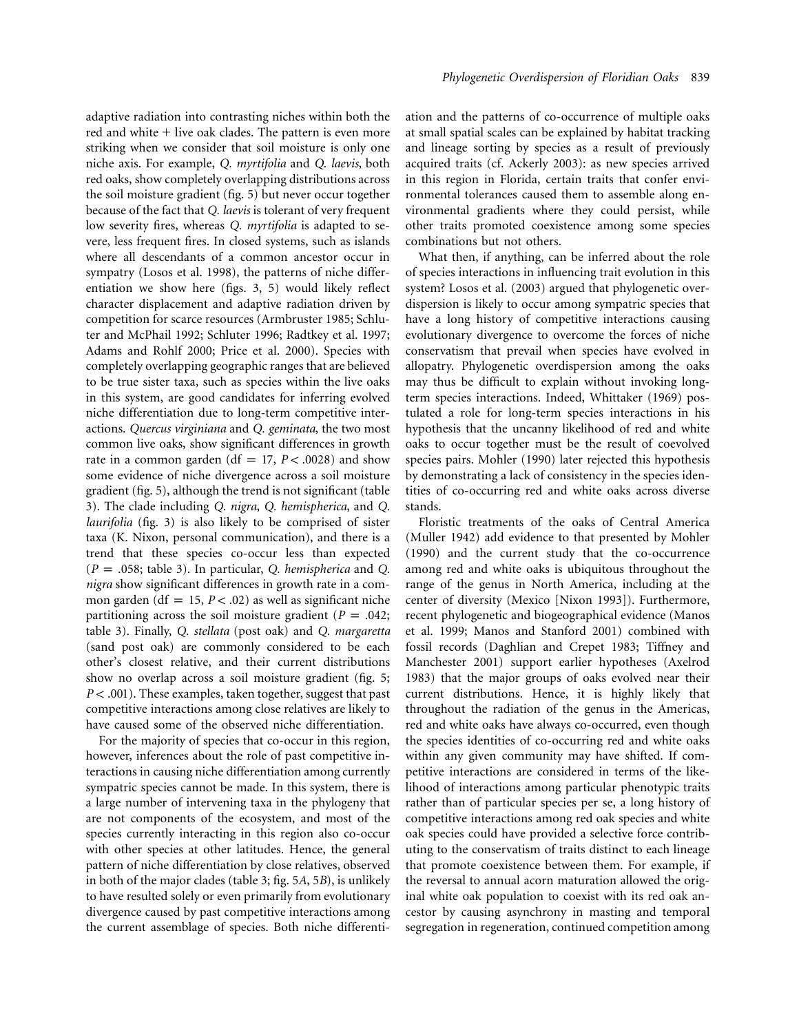adaptive radiation into contrasting niches within both the red and white + live oak clades. The pattern is even more striking when we consider that soil moisture is only one niche axis. For example, *Q. myrtifolia* and *Q. laevis*, both red oaks, show completely overlapping distributions across the soil moisture gradient (fig. 5) but never occur together because of the fact that *Q. laevis* is tolerant of very frequent low severity fires, whereas *Q. myrtifolia* is adapted to severe, less frequent fires. In closed systems, such as islands where all descendants of a common ancestor occur in sympatry (Losos et al. 1998), the patterns of niche differentiation we show here (figs. 3, 5) would likely reflect character displacement and adaptive radiation driven by competition for scarce resources (Armbruster 1985; Schluter and McPhail 1992; Schluter 1996; Radtkey et al. 1997; Adams and Rohlf 2000; Price et al. 2000). Species with completely overlapping geographic ranges that are believed to be true sister taxa, such as species within the live oaks in this system, are good candidates for inferring evolved niche differentiation due to long-term competitive interactions. *Quercus virginiana* and *Q. geminata*, the two most common live oaks, show significant differences in growth rate in a common garden (df = 17, $P < .0028$) and show some evidence of niche divergence across a soil moisture gradient (fig. 5), although the trend is not significant (table 3). The clade including *Q. nigra*, *Q. hemispherica*, and *Q. laurifolia* (fig. 3) is also likely to be comprised of sister taxa (K. Nixon, personal communication), and there is a trend that these species co-occur less than expected ($P = .058$; table 3). In particular, *Q. hemispherica* and *Q. nigra* show significant differences in growth rate in a common garden (df = 15, $P < .02$) as well as significant niche partitioning across the soil moisture gradient ($P = .042$; table 3). Finally, *Q. stellata* (post oak) and *Q. margaretta* (sand post oak) are commonly considered to be each other's closest relative, and their current distributions show no overlap across a soil moisture gradient (fig. 5; $P < .001$). These examples, taken together, suggest that past competitive interactions among close relatives are likely to have caused some of the observed niche differentiation.

For the majority of species that co-occur in this region, however, inferences about the role of past competitive interactions in causing niche differentiation among currently sympatric species cannot be made. In this system, there is a large number of intervening taxa in the phylogeny that are not components of the ecosystem, and most of the species currently interacting in this region also co-occur with other species at other latitudes. Hence, the general pattern of niche differentiation by close relatives, observed in both of the major clades (table 3; fig. 5*A*, 5*B*), is unlikely to have resulted solely or even primarily from evolutionary divergence caused by past competitive interactions among the current assemblage of species. Both niche differentiation and the patterns of co-occurrence of multiple oaks at small spatial scales can be explained by habitat tracking and lineage sorting by species as a result of previously acquired traits (cf. Ackerly 2003): as new species arrived in this region in Florida, certain traits that confer environmental tolerances caused them to assemble along environmental gradients where they could persist, while other traits promoted coexistence among some species combinations but not others.

What then, if anything, can be inferred about the role of species interactions in influencing trait evolution in this system? Losos et al. (2003) argued that phylogenetic overdispersion is likely to occur among sympatric species that have a long history of competitive interactions causing evolutionary divergence to overcome the forces of niche conservatism that prevail when species have evolved in allopatry. Phylogenetic overdispersion among the oaks may thus be difficult to explain without invoking long-term species interactions. Indeed, Whittaker (1969) postulated a role for long-term species interactions in his hypothesis that the uncanny likelihood of red and white oaks to occur together must be the result of coevolved species pairs. Mohler (1990) later rejected this hypothesis by demonstrating a lack of consistency in the species identities of co-occurring red and white oaks across diverse stands.

Floristic treatments of the oaks of Central America (Muller 1942) add evidence to that presented by Mohler (1990) and the current study that the co-occurrence among red and white oaks is ubiquitous throughout the range of the genus in North America, including at the center of diversity (Mexico [Nixon 1993]). Furthermore, recent phylogenetic and biogeographical evidence (Manos et al. 1999; Manos and Stanford 2001) combined with fossil records (Daghlian and Crepet 1983; Tiffney and Manchester 2001) support earlier hypotheses (Axelrod 1983) that the major groups of oaks evolved near their current distributions. Hence, it is highly likely that throughout the radiation of the genus in the Americas, red and white oaks have always co-occurred, even though the species identities of co-occurring red and white oaks within any given community may have shifted. If competitive interactions are considered in terms of the likelihood of interactions among particular phenotypic traits rather than of particular species per se, a long history of competitive interactions among red oak species and white oak species could have provided a selective force contributing to the conservatism of traits distinct to each lineage that promote coexistence between them. For example, if the reversal to annual acorn maturation allowed the original white oak population to coexist with its red oak ancestor by causing asynchrony in masting and temporal segregation in regeneration, continued competition among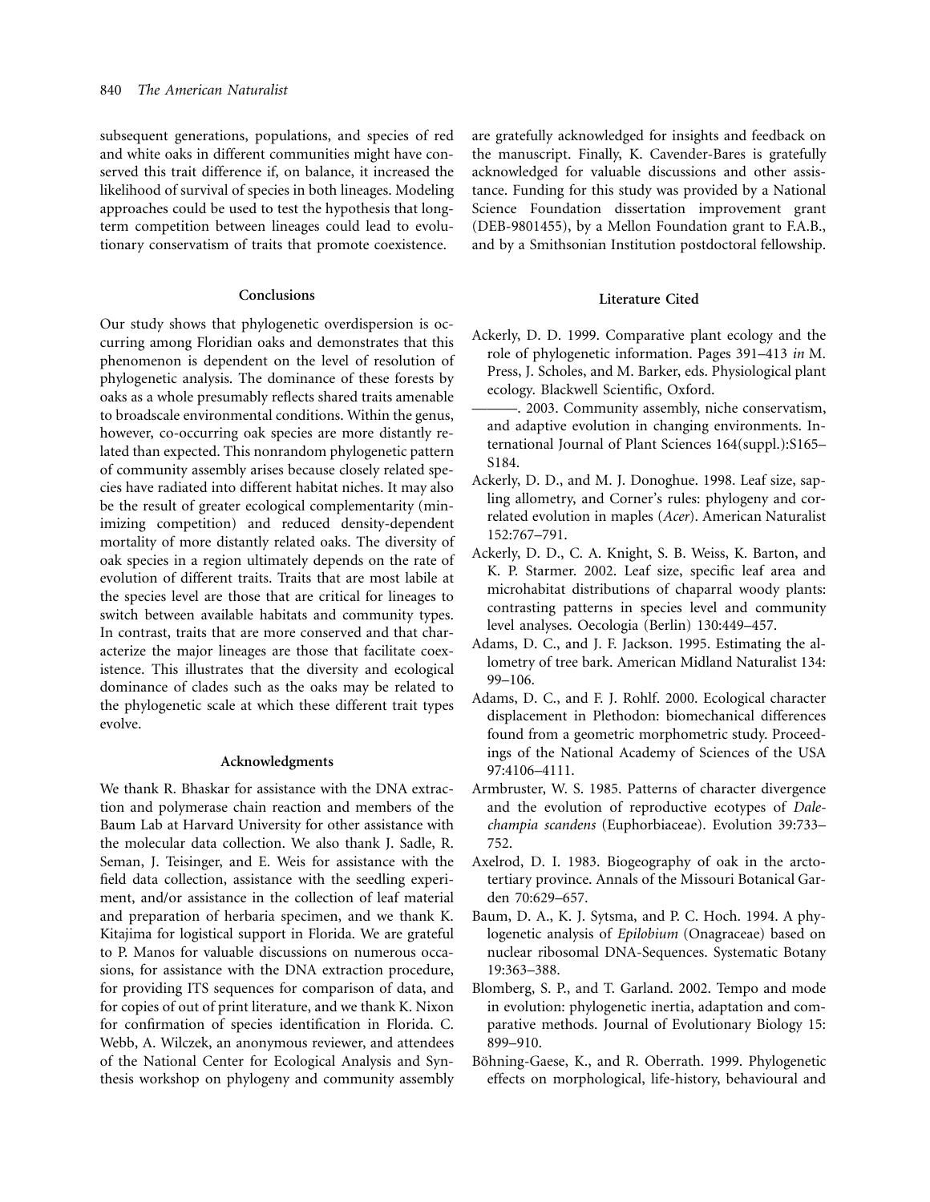subsequent generations, populations, and species of red and white oaks in different communities might have conserved this trait difference if, on balance, it increased the likelihood of survival of species in both lineages. Modeling approaches could be used to test the hypothesis that long-term competition between lineages could lead to evolutionary conservatism of traits that promote coexistence.

## Conclusions

Our study shows that phylogenetic overdispersion is occurring among Floridian oaks and demonstrates that this phenomenon is dependent on the level of resolution of phylogenetic analysis. The dominance of these forests by oaks as a whole presumably reflects shared traits amenable to broadscale environmental conditions. Within the genus, however, co-occurring oak species are more distantly related than expected. This nonrandom phylogenetic pattern of community assembly arises because closely related species have radiated into different habitat niches. It may also be the result of greater ecological complementarity (minimizing competition) and reduced density-dependent mortality of more distantly related oaks. The diversity of oak species in a region ultimately depends on the rate of evolution of different traits. Traits that are most labile at the species level are those that are critical for lineages to switch between available habitats and community types. In contrast, traits that are more conserved and that characterize the major lineages are those that facilitate coexistence. This illustrates that the diversity and ecological dominance of clades such as the oaks may be related to the phylogenetic scale at which these different trait types evolve.

## Acknowledgments

We thank R. Bhaskar for assistance with the DNA extraction and polymerase chain reaction and members of the Baum Lab at Harvard University for other assistance with the molecular data collection. We also thank J. Sadle, R. Seman, J. Teisinger, and E. Weis for assistance with the field data collection, assistance with the seedling experiment, and/or assistance in the collection of leaf material and preparation of herbaria specimen, and we thank K. Kitajima for logistical support in Florida. We are grateful to P. Manos for valuable discussions on numerous occasions, for assistance with the DNA extraction procedure, for providing ITS sequences for comparison of data, and for copies of out of print literature, and we thank K. Nixon for confirmation of species identification in Florida. C. Webb, A. Wilczek, an anonymous reviewer, and attendees of the National Center for Ecological Analysis and Synthesis workshop on phylogeny and community assembly are gratefully acknowledged for insights and feedback on the manuscript. Finally, K. Cavender-Bares is gratefully acknowledged for valuable discussions and other assistance. Funding for this study was provided by a National Science Foundation dissertation improvement grant (DEB-9801455), by a Mellon Foundation grant to F.A.B., and by a Smithsonian Institution postdoctoral fellowship.

## Literature Cited

Ackerly, D. D. 1999. Comparative plant ecology and the role of phylogenetic information. Pages 391–413 *in* M. Press, J. Scholes, and M. Barker, eds. Physiological plant ecology. Blackwell Scientific, Oxford.

———. 2003. Community assembly, niche conservatism, and adaptive evolution in changing environments. International Journal of Plant Sciences 164(suppl.):S165–S184.

Ackerly, D. D., and M. J. Donoghue. 1998. Leaf size, sapling allometry, and Corner's rules: phylogeny and correlated evolution in maples (*Acer*). American Naturalist 152:767–791.

Ackerly, D. D., C. A. Knight, S. B. Weiss, K. Barton, and K. P. Starmer. 2002. Leaf size, specific leaf area and microhabitat distributions of chaparral woody plants: contrasting patterns in species level and community level analyses. Oecologia (Berlin) 130:449–457.

Adams, D. C., and J. F. Jackson. 1995. Estimating the allometry of tree bark. American Midland Naturalist 134: 99–106.

Adams, D. C., and F. J. Rohlf. 2000. Ecological character displacement in Plethodon: biomechanical differences found from a geometric morphometric study. Proceedings of the National Academy of Sciences of the USA 97:4106–4111.

Armbruster, W. S. 1985. Patterns of character divergence and the evolution of reproductive ecotypes of *Dalechampia scandens* (Euphorbiaceae). Evolution 39:733–752.

Axelrod, D. I. 1983. Biogeography of oak in the arctotertiary province. Annals of the Missouri Botanical Garden 70:629–657.

Baum, D. A., K. J. Sytsma, and P. C. Hoch. 1994. A phylogenetic analysis of *Epilobium* (Onagraceae) based on nuclear ribosomal DNA-Sequences. Systematic Botany 19:363–388.

Blomberg, S. P., and T. Garland. 2002. Tempo and mode in evolution: phylogenetic inertia, adaptation and comparative methods. Journal of Evolutionary Biology 15: 899–910.

Böhning-Gaese, K., and R. Oberrath. 1999. Phylogenetic effects on morphological, life-history, behavioural and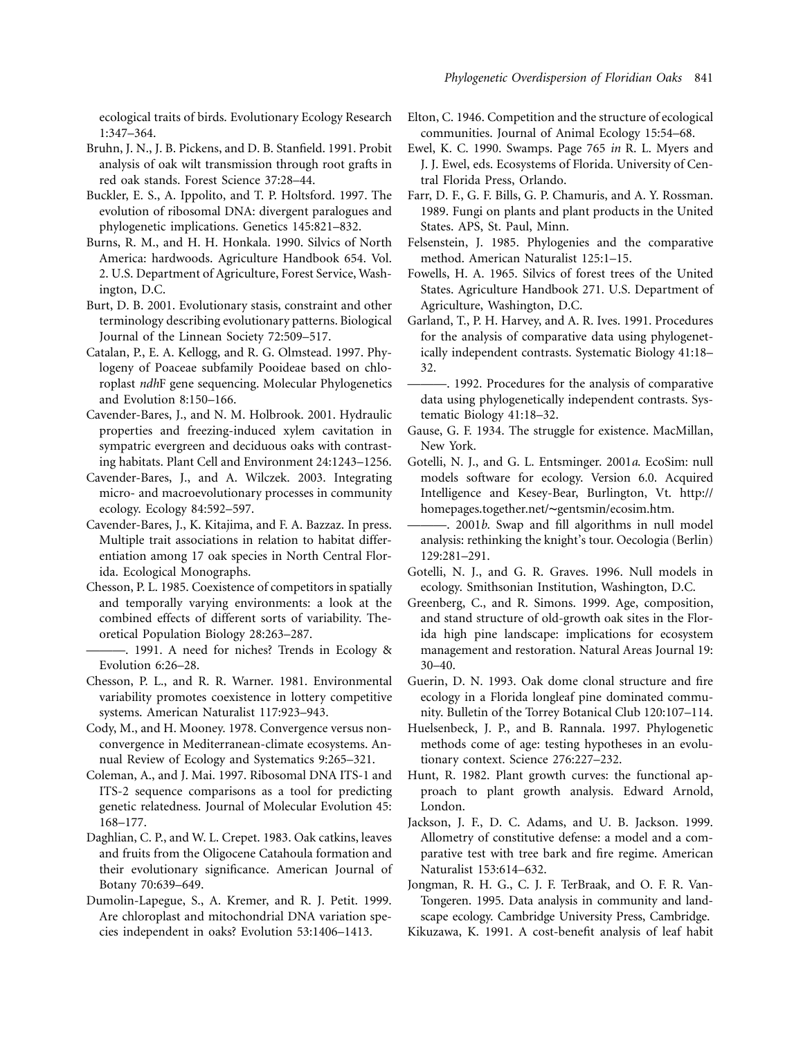ecological traits of birds. Evolutionary Ecology Research 1:347–364.

Bruhn, J. N., J. B. Pickens, and D. B. Stanfield. 1991. Probit analysis of oak wilt transmission through root grafts in red oak stands. Forest Science 37:28–44.

Buckler, E. S., A. Ippolito, and T. P. Holtsford. 1997. The evolution of ribosomal DNA: divergent paralogues and phylogenetic implications. Genetics 145:821–832.

Burns, R. M., and H. H. Honkala. 1990. Silvics of North America: hardwoods. Agriculture Handbook 654. Vol. 2. U.S. Department of Agriculture, Forest Service, Washington, D.C.

Burt, D. B. 2001. Evolutionary stasis, constraint and other terminology describing evolutionary patterns. Biological Journal of the Linnean Society 72:509–517.

Catalan, P., E. A. Kellogg, and R. G. Olmstead. 1997. Phylogeny of Poaceae subfamily Pooideae based on chloroplast *ndh*F gene sequencing. Molecular Phylogenetics and Evolution 8:150–166.

Cavender-Bares, J., and N. M. Holbrook. 2001. Hydraulic properties and freezing-induced xylem cavitation in sympatric evergreen and deciduous oaks with contrasting habitats. Plant Cell and Environment 24:1243–1256.

Cavender-Bares, J., and A. Wilczek. 2003. Integrating micro- and macroevolutionary processes in community ecology. Ecology 84:592–597.

Cavender-Bares, J., K. Kitajima, and F. A. Bazzaz. In press. Multiple trait associations in relation to habitat differentiation among 17 oak species in North Central Florida. Ecological Monographs.

Chesson, P. L. 1985. Coexistence of competitors in spatially and temporally varying environments: a look at the combined effects of different sorts of variability. Theoretical Population Biology 28:263–287.

———. 1991. A need for niches? Trends in Ecology & Evolution 6:26–28.

Chesson, P. L., and R. R. Warner. 1981. Environmental variability promotes coexistence in lottery competitive systems. American Naturalist 117:923–943.

Cody, M., and H. Mooney. 1978. Convergence versus nonconvergence in Mediterranean-climate ecosystems. Annual Review of Ecology and Systematics 9:265–321.

Coleman, A., and J. Mai. 1997. Ribosomal DNA ITS-1 and ITS-2 sequence comparisons as a tool for predicting genetic relatedness. Journal of Molecular Evolution 45: 168–177.

Daghlian, C. P., and W. L. Crepet. 1983. Oak catkins, leaves and fruits from the Oligocene Catahoula formation and their evolutionary significance. American Journal of Botany 70:639–649.

Dumolin-Lapegue, S., A. Kremer, and R. J. Petit. 1999. Are chloroplast and mitochondrial DNA variation species independent in oaks? Evolution 53:1406–1413.

Elton, C. 1946. Competition and the structure of ecological communities. Journal of Animal Ecology 15:54–68.

Ewel, K. C. 1990. Swamps. Page 765 *in* R. L. Myers and J. J. Ewel, eds. Ecosystems of Florida. University of Central Florida Press, Orlando.

Farr, D. F., G. F. Bills, G. P. Chamuris, and A. Y. Rossman. 1989. Fungi on plants and plant products in the United States. APS, St. Paul, Minn.

Felsenstein, J. 1985. Phylogenies and the comparative method. American Naturalist 125:1–15.

Fowells, H. A. 1965. Silvics of forest trees of the United States. Agriculture Handbook 271. U.S. Department of Agriculture, Washington, D.C.

Garland, T., P. H. Harvey, and A. R. Ives. 1991. Procedures for the analysis of comparative data using phylogenetically independent contrasts. Systematic Biology 41:18–32.

———. 1992. Procedures for the analysis of comparative data using phylogenetically independent contrasts. Systematic Biology 41:18–32.

Gause, G. F. 1934. The struggle for existence. MacMillan, New York.

Gotelli, N. J., and G. L. Entsminger. 2001*a*. EcoSim: null models software for ecology. Version 6.0. Acquired Intelligence and Kesey-Bear, Burlington, Vt. http://homepages.together.net/~gentsmin/ecosim.htm.

———. 2001*b*. Swap and fill algorithms in null model analysis: rethinking the knight's tour. Oecologia (Berlin) 129:281–291.

Gotelli, N. J., and G. R. Graves. 1996. Null models in ecology. Smithsonian Institution, Washington, D.C.

Greenberg, C., and R. Simons. 1999. Age, composition, and stand structure of old-growth oak sites in the Florida high pine landscape: implications for ecosystem management and restoration. Natural Areas Journal 19: 30–40.

Guerin, D. N. 1993. Oak dome clonal structure and fire ecology in a Florida longleaf pine dominated community. Bulletin of the Torrey Botanical Club 120:107–114.

Huelsenbeck, J. P., and B. Rannala. 1997. Phylogenetic methods come of age: testing hypotheses in an evolutionary context. Science 276:227–232.

Hunt, R. 1982. Plant growth curves: the functional approach to plant growth analysis. Edward Arnold, London.

Jackson, J. F., D. C. Adams, and U. B. Jackson. 1999. Allometry of constitutive defense: a model and a comparative test with tree bark and fire regime. American Naturalist 153:614–632.

Jongman, R. H. G., C. J. F. TerBraak, and O. F. R. Van-Tongeren. 1995. Data analysis in community and landscape ecology. Cambridge University Press, Cambridge.

Kikuzawa, K. 1991. A cost-benefit analysis of leaf habit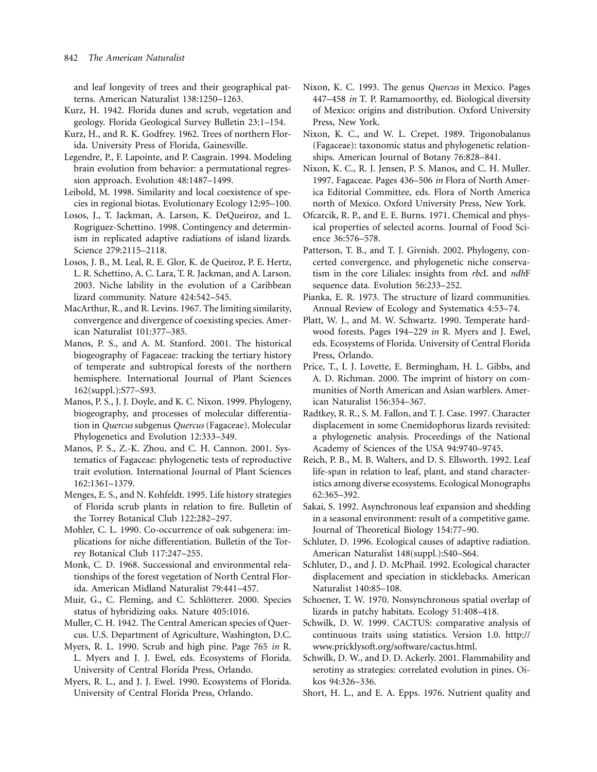and leaf longevity of trees and their geographical patterns. American Naturalist 138:1250–1263.

Kurz, H. 1942. Florida dunes and scrub, vegetation and geology. Florida Geological Survey Bulletin 23:1–154.

Kurz, H., and R. K. Godfrey. 1962. Trees of northern Florida. University Press of Florida, Gainesville.

Legendre, P., F. Lapointe, and P. Casgrain. 1994. Modeling brain evolution from behavior: a permutational regression approach. Evolution 48:1487–1499.

Leibold, M. 1998. Similarity and local coexistence of species in regional biotas. Evolutionary Ecology 12:95–100.

Losos, J., T. Jackman, A. Larson, K. DeQueiroz, and L. Rogriguez-Schettino. 1998. Contingency and determinism in replicated adaptive radiations of island lizards. Science 279:2115–2118.

Losos, J. B., M. Leal, R. E. Glor, K. de Queiroz, P. E. Hertz, L. R. Schettino, A. C. Lara, T. R. Jackman, and A. Larson. 2003. Niche lability in the evolution of a Caribbean lizard community. Nature 424:542–545.

MacArthur, R., and R. Levins. 1967. The limiting similarity, convergence and divergence of coexisting species. American Naturalist 101:377–385.

Manos, P. S., and A. M. Stanford. 2001. The historical biogeography of Fagaceae: tracking the tertiary history of temperate and subtropical forests of the northern hemisphere. International Journal of Plant Sciences 162(suppl.):S77–S93.

Manos, P. S., J. J. Doyle, and K. C. Nixon. 1999. Phylogeny, biogeography, and processes of molecular differentiation in *Quercus* subgenus *Quercus* (Fagaceae). Molecular Phylogenetics and Evolution 12:333–349.

Manos, P. S., Z.-K. Zhou, and C. H. Cannon. 2001. Systematics of Fagaceae: phylogenetic tests of reproductive trait evolution. International Journal of Plant Sciences 162:1361–1379.

Menges, E. S., and N. Kohfeldt. 1995. Life history strategies of Florida scrub plants in relation to fire. Bulletin of the Torrey Botanical Club 122:282–297.

Mohler, C. L. 1990. Co-occurrence of oak subgenera: implications for niche differentiation. Bulletin of the Torrey Botanical Club 117:247–255.

Monk, C. D. 1968. Successional and environmental relationships of the forest vegetation of North Central Florida. American Midland Naturalist 79:441–457.

Muir, G., C. Fleming, and C. Schlötterer. 2000. Species status of hybridizing oaks. Nature 405:1016.

Muller, C. H. 1942. The Central American species of Quercus. U.S. Department of Agriculture, Washington, D.C.

Myers, R. L. 1990. Scrub and high pine. Page 765 *in* R. L. Myers and J. J. Ewel, eds. Ecosystems of Florida. University of Central Florida Press, Orlando.

Myers, R. L., and J. J. Ewel. 1990. Ecosystems of Florida. University of Central Florida Press, Orlando.

Nixon, K. C. 1993. The genus *Quercus* in Mexico. Pages 447–458 *in* T. P. Ramamoorthy, ed. Biological diversity of Mexico: origins and distribution. Oxford University Press, New York.

Nixon, K. C., and W. L. Crepet. 1989. Trigonobalanus (Fagaceae): taxonomic status and phylogenetic relationships. American Journal of Botany 76:828–841.

Nixon, K. C., R. J. Jensen, P. S. Manos, and C. H. Muller. 1997. Fagaceae. Pages 436–506 *in* Flora of North America Editorial Committee, eds. Flora of North America north of Mexico. Oxford University Press, New York.

Ofcarcik, R. P., and E. E. Burns. 1971. Chemical and physical properties of selected acorns. Journal of Food Science 36:576–578.

Patterson, T. B., and T. J. Givnish. 2002. Phylogeny, concerted convergence, and phylogenetic niche conservatism in the core Liliales: insights from *rbc*L and *ndh*F sequence data. Evolution 56:233–252.

Pianka, E. R. 1973. The structure of lizard communities. Annual Review of Ecology and Systematics 4:53–74.

Platt, W. J., and M. W. Schwartz. 1990. Temperate hardwood forests. Pages 194–229 *in* R. Myers and J. Ewel, eds. Ecosystems of Florida. University of Central Florida Press, Orlando.

Price, T., I. J. Lovette, E. Bermingham, H. L. Gibbs, and A. D. Richman. 2000. The imprint of history on communities of North American and Asian warblers. American Naturalist 156:354–367.

Radtkey, R. R., S. M. Fallon, and T. J. Case. 1997. Character displacement in some Cnemidophorus lizards revisited: a phylogenetic analysis. Proceedings of the National Academy of Sciences of the USA 94:9740–9745.

Reich, P. B., M. B. Walters, and D. S. Ellsworth. 1992. Leaf life-span in relation to leaf, plant, and stand characteristics among diverse ecosystems. Ecological Monographs 62:365–392.

Sakai, S. 1992. Asynchronous leaf expansion and shedding in a seasonal environment: result of a competitive game. Journal of Theoretical Biology 154:77–90.

Schluter, D. 1996. Ecological causes of adaptive radiation. American Naturalist 148(suppl.):S40–S64.

Schluter, D., and J. D. McPhail. 1992. Ecological character displacement and speciation in sticklebacks. American Naturalist 140:85–108.

Schoener, T. W. 1970. Nonsynchronous spatial overlap of lizards in patchy habitats. Ecology 51:408–418.

Schwilk, D. W. 1999. CACTUS: comparative analysis of continuous traits using statistics. Version 1.0. http://www.pricklysoft.org/software/cactus.html.

Schwilk, D. W., and D. D. Ackerly. 2001. Flammability and serotiny as strategies: correlated evolution in pines. Oikos 94:326–336.

Short, H. L., and E. A. Epps. 1976. Nutrient quality and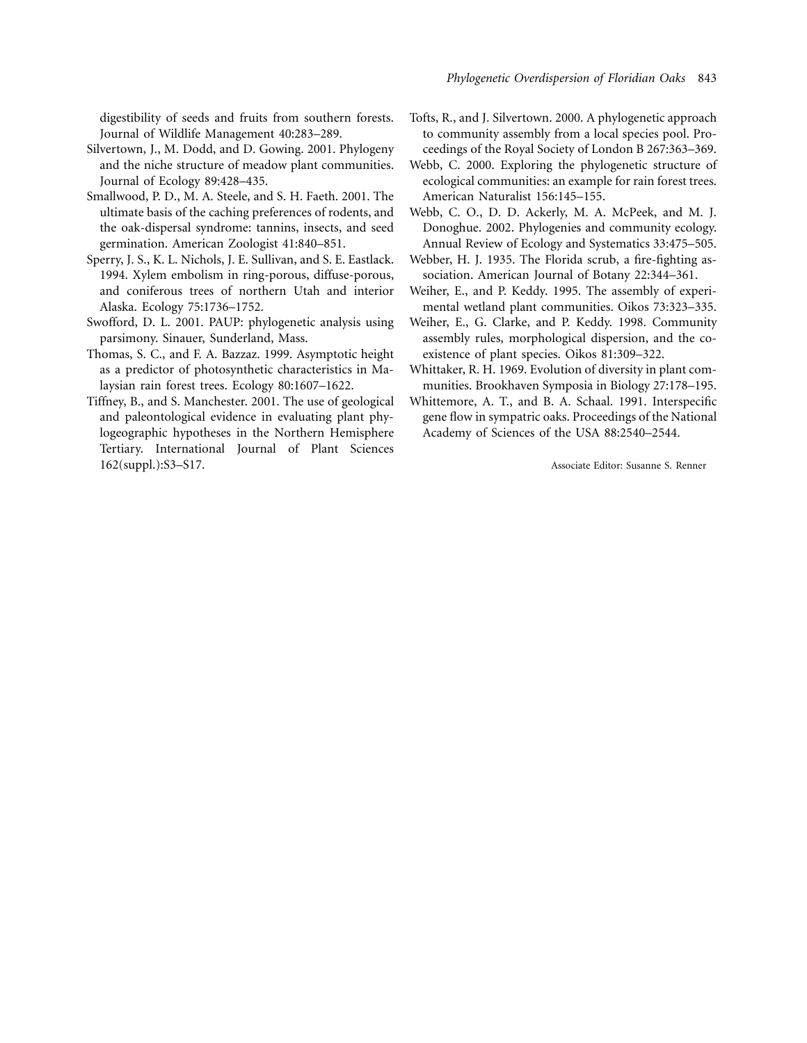digestibility of seeds and fruits from southern forests. Journal of Wildlife Management 40:283–289.

Silvertown, J., M. Dodd, and D. Gowing. 2001. Phylogeny and the niche structure of meadow plant communities. Journal of Ecology 89:428–435.

Smallwood, P. D., M. A. Steele, and S. H. Faeth. 2001. The ultimate basis of the caching preferences of rodents, and the oak-dispersal syndrome: tannins, insects, and seed germination. American Zoologist 41:840–851.

Sperry, J. S., K. L. Nichols, J. E. Sullivan, and S. E. Eastlack. 1994. Xylem embolism in ring-porous, diffuse-porous, and coniferous trees of northern Utah and interior Alaska. Ecology 75:1736–1752.

Swofford, D. L. 2001. PAUP: phylogenetic analysis using parsimony. Sinauer, Sunderland, Mass.

Thomas, S. C., and F. A. Bazzaz. 1999. Asymptotic height as a predictor of photosynthetic characteristics in Malaysian rain forest trees. Ecology 80:1607–1622.

Tiffney, B., and S. Manchester. 2001. The use of geological and paleontological evidence in evaluating plant phylogeographic hypotheses in the Northern Hemisphere Tertiary. International Journal of Plant Sciences 162(suppl.):S3–S17.

Tofts, R., and J. Silvertown. 2000. A phylogenetic approach to community assembly from a local species pool. Proceedings of the Royal Society of London B 267:363–369.

Webb, C. 2000. Exploring the phylogenetic structure of ecological communities: an example for rain forest trees. American Naturalist 156:145–155.

Webb, C. O., D. D. Ackerly, M. A. McPeek, and M. J. Donoghue. 2002. Phylogenies and community ecology. Annual Review of Ecology and Systematics 33:475–505.

Webber, H. J. 1935. The Florida scrub, a fire-fighting association. American Journal of Botany 22:344–361.

Weiher, E., and P. Keddy. 1995. The assembly of experimental wetland plant communities. Oikos 73:323–335.

Weiher, E., G. Clarke, and P. Keddy. 1998. Community assembly rules, morphological dispersion, and the coexistence of plant species. Oikos 81:309–322.

Whittaker, R. H. 1969. Evolution of diversity in plant communities. Brookhaven Symposia in Biology 27:178–195.

Whittemore, A. T., and B. A. Schaal. 1991. Interspecific gene flow in sympatric oaks. Proceedings of the National Academy of Sciences of the USA 88:2540–2544.

Associate Editor: Susanne S. Renner